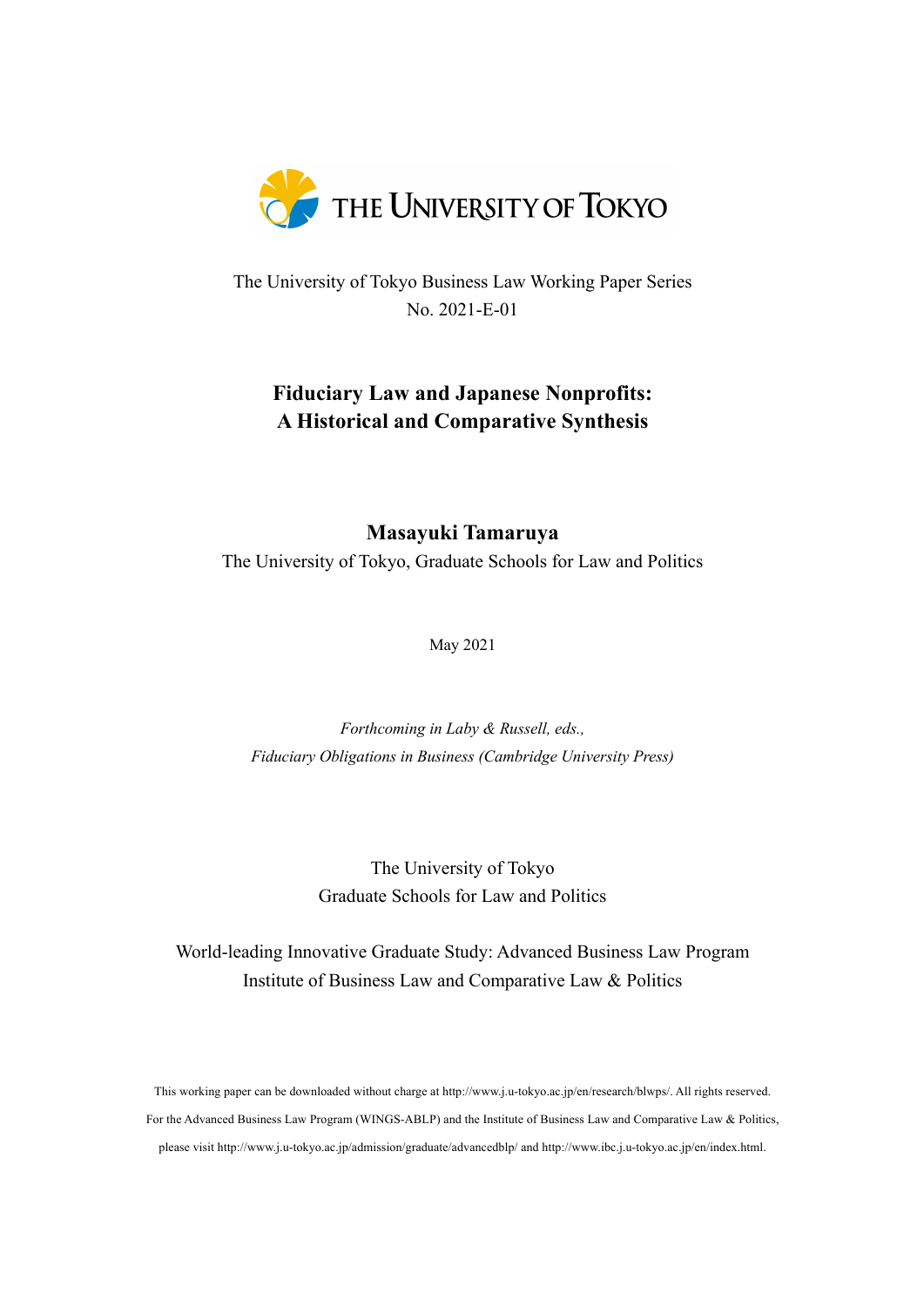THE UNIVERSITY OF TOKYO

The University of Tokyo Business Law Working Paper Series
No. 2021-E-01

# Fiduciary Law and Japanese Nonprofits: A Historical and Comparative Synthesis

**Masayuki Tamaruya**
The University of Tokyo, Graduate Schools for Law and Politics

May 2021

*Forthcoming in Laby & Russell, eds.,*
*Fiduciary Obligations in Business (Cambridge University Press)*

The University of Tokyo
Graduate Schools for Law and Politics

World-leading Innovative Graduate Study: Advanced Business Law Program
Institute of Business Law and Comparative Law & Politics

This working paper can be downloaded without charge at http://www.j.u-tokyo.ac.jp/en/research/blwps/. All rights reserved.
For the Advanced Business Law Program (WINGS-ABLP) and the Institute of Business Law and Comparative Law & Politics, please visit http://www.j.u-tokyo.ac.jp/admission/graduate/advancedblp/ and http://www.ibc.j.u-tokyo.ac.jp/en/index.html.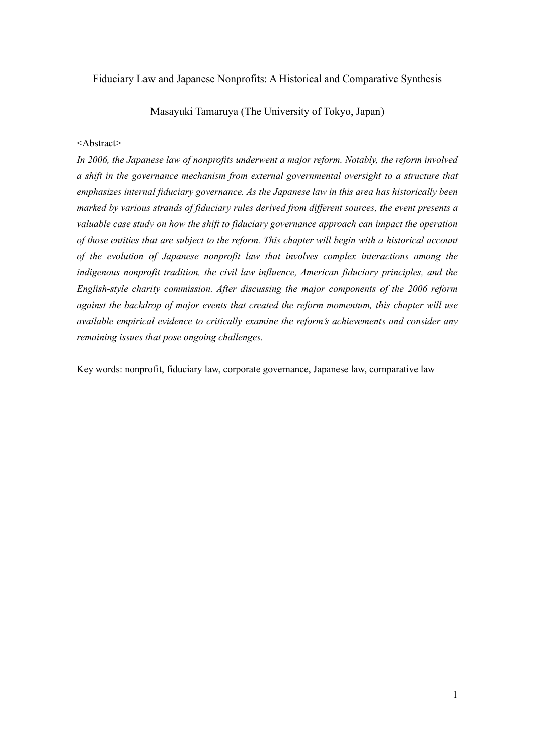Fiduciary Law and Japanese Nonprofits: A Historical and Comparative Synthesis

Masayuki Tamaruya (The University of Tokyo, Japan)

<Abstract>

*In 2006, the Japanese law of nonprofits underwent a major reform. Notably, the reform involved a shift in the governance mechanism from external governmental oversight to a structure that emphasizes internal fiduciary governance. As the Japanese law in this area has historically been marked by various strands of fiduciary rules derived from different sources, the event presents a valuable case study on how the shift to fiduciary governance approach can impact the operation of those entities that are subject to the reform. This chapter will begin with a historical account of the evolution of Japanese nonprofit law that involves complex interactions among the indigenous nonprofit tradition, the civil law influence, American fiduciary principles, and the English-style charity commission. After discussing the major components of the 2006 reform against the backdrop of major events that created the reform momentum, this chapter will use available empirical evidence to critically examine the reform's achievements and consider any remaining issues that pose ongoing challenges.*

Key words: nonprofit, fiduciary law, corporate governance, Japanese law, comparative law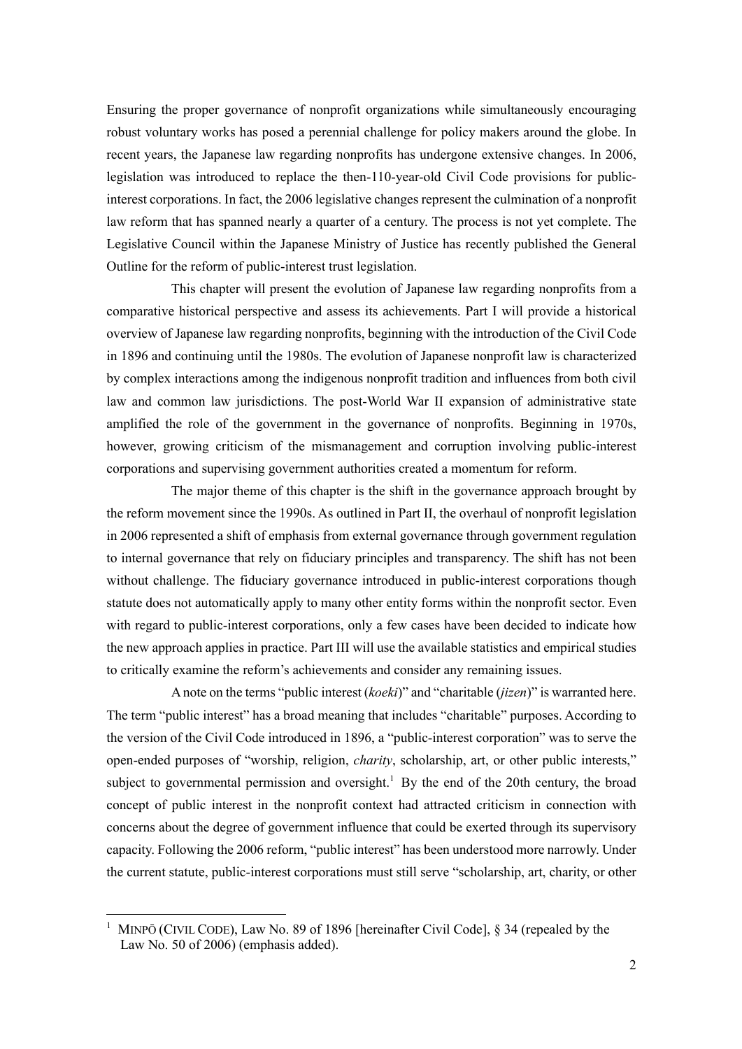Ensuring the proper governance of nonprofit organizations while simultaneously encouraging robust voluntary works has posed a perennial challenge for policy makers around the globe. In recent years, the Japanese law regarding nonprofits has undergone extensive changes. In 2006, legislation was introduced to replace the then-110-year-old Civil Code provisions for public-interest corporations. In fact, the 2006 legislative changes represent the culmination of a nonprofit law reform that has spanned nearly a quarter of a century. The process is not yet complete. The Legislative Council within the Japanese Ministry of Justice has recently published the General Outline for the reform of public-interest trust legislation.

This chapter will present the evolution of Japanese law regarding nonprofits from a comparative historical perspective and assess its achievements. Part I will provide a historical overview of Japanese law regarding nonprofits, beginning with the introduction of the Civil Code in 1896 and continuing until the 1980s. The evolution of Japanese nonprofit law is characterized by complex interactions among the indigenous nonprofit tradition and influences from both civil law and common law jurisdictions. The post-World War II expansion of administrative state amplified the role of the government in the governance of nonprofits. Beginning in 1970s, however, growing criticism of the mismanagement and corruption involving public-interest corporations and supervising government authorities created a momentum for reform.

The major theme of this chapter is the shift in the governance approach brought by the reform movement since the 1990s. As outlined in Part II, the overhaul of nonprofit legislation in 2006 represented a shift of emphasis from external governance through government regulation to internal governance that rely on fiduciary principles and transparency. The shift has not been without challenge. The fiduciary governance introduced in public-interest corporations though statute does not automatically apply to many other entity forms within the nonprofit sector. Even with regard to public-interest corporations, only a few cases have been decided to indicate how the new approach applies in practice. Part III will use the available statistics and empirical studies to critically examine the reform's achievements and consider any remaining issues.

A note on the terms "public interest (*koeki*)" and "charitable (*jizen*)" is warranted here. The term "public interest" has a broad meaning that includes "charitable" purposes. According to the version of the Civil Code introduced in 1896, a "public-interest corporation" was to serve the open-ended purposes of "worship, religion, *charity*, scholarship, art, or other public interests," subject to governmental permission and oversight.[1] By the end of the 20th century, the broad concept of public interest in the nonprofit context had attracted criticism in connection with concerns about the degree of government influence that could be exerted through its supervisory capacity. Following the 2006 reform, "public interest" has been understood more narrowly. Under the current statute, public-interest corporations must still serve "scholarship, art, charity, or other

[1] MINPŌ (CIVIL CODE), Law No. 89 of 1896 [hereinafter Civil Code], § 34 (repealed by the Law No. 50 of 2006) (emphasis added).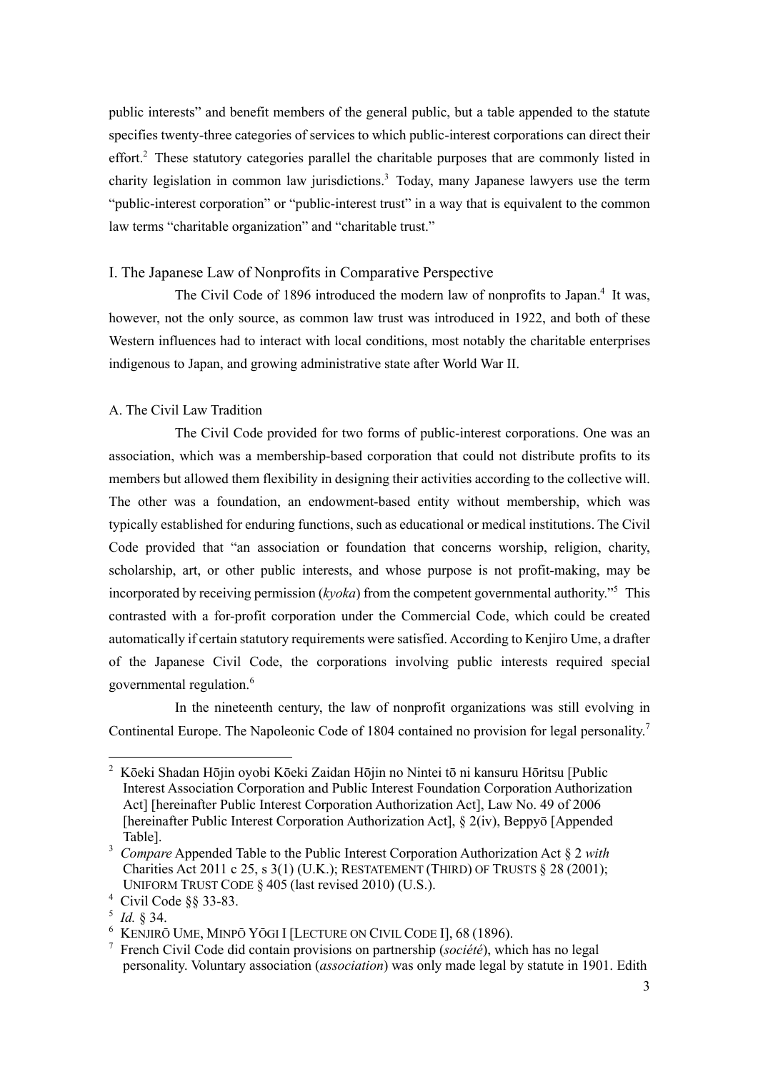public interests" and benefit members of the general public, but a table appended to the statute specifies twenty-three categories of services to which public-interest corporations can direct their effort.[2] These statutory categories parallel the charitable purposes that are commonly listed in charity legislation in common law jurisdictions.[3] Today, many Japanese lawyers use the term "public-interest corporation" or "public-interest trust" in a way that is equivalent to the common law terms "charitable organization" and "charitable trust."

## I. The Japanese Law of Nonprofits in Comparative Perspective

The Civil Code of 1896 introduced the modern law of nonprofits to Japan.[4] It was, however, not the only source, as common law trust was introduced in 1922, and both of these Western influences had to interact with local conditions, most notably the charitable enterprises indigenous to Japan, and growing administrative state after World War II.

### A. The Civil Law Tradition

The Civil Code provided for two forms of public-interest corporations. One was an association, which was a membership-based corporation that could not distribute profits to its members but allowed them flexibility in designing their activities according to the collective will. The other was a foundation, an endowment-based entity without membership, which was typically established for enduring functions, such as educational or medical institutions. The Civil Code provided that "an association or foundation that concerns worship, religion, charity, scholarship, art, or other public interests, and whose purpose is not profit-making, may be incorporated by receiving permission (*kyoka*) from the competent governmental authority."[5] This contrasted with a for-profit corporation under the Commercial Code, which could be created automatically if certain statutory requirements were satisfied. According to Kenjiro Ume, a drafter of the Japanese Civil Code, the corporations involving public interests required special governmental regulation.[6]

In the nineteenth century, the law of nonprofit organizations was still evolving in Continental Europe. The Napoleonic Code of 1804 contained no provision for legal personality.[7]

---

[2] Kōeki Shadan Hōjin oyobi Kōeki Zaidan Hōjin no Nintei tō ni kansuru Hōritsu [Public Interest Association Corporation and Public Interest Foundation Corporation Authorization Act] [hereinafter Public Interest Corporation Authorization Act], Law No. 49 of 2006 [hereinafter Public Interest Corporation Authorization Act], § 2(iv), Beppyō [Appended Table].

[3] *Compare* Appended Table to the Public Interest Corporation Authorization Act § 2 *with* Charities Act 2011 c 25, s 3(1) (U.K.); RESTATEMENT (THIRD) OF TRUSTS § 28 (2001); UNIFORM TRUST CODE § 405 (last revised 2010) (U.S.).

[4] Civil Code §§ 33-83.

[5] *Id.* § 34.

[6] KENJIRŌ UME, MINPŌ YŌGI I [LECTURE ON CIVIL CODE I], 68 (1896).

[7] French Civil Code did contain provisions on partnership (*société*), which has no legal personality. Voluntary association (*association*) was only made legal by statute in 1901. Edith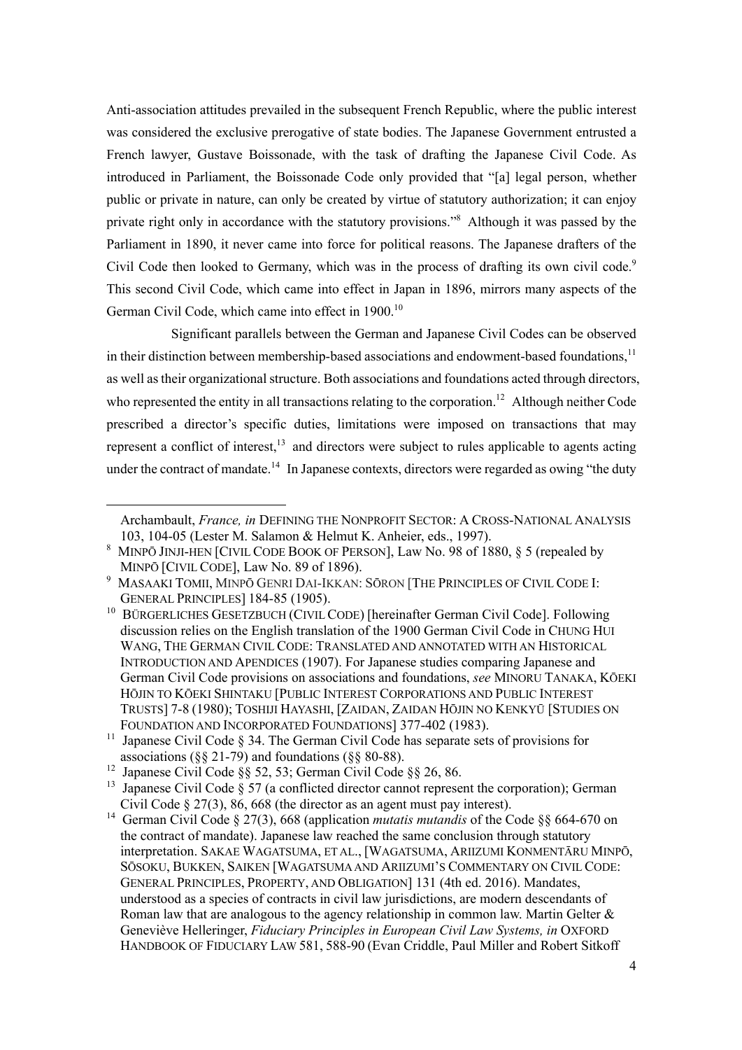Anti-association attitudes prevailed in the subsequent French Republic, where the public interest was considered the exclusive prerogative of state bodies. The Japanese Government entrusted a French lawyer, Gustave Boissonade, with the task of drafting the Japanese Civil Code. As introduced in Parliament, the Boissonade Code only provided that "[a] legal person, whether public or private in nature, can only be created by virtue of statutory authorization; it can enjoy private right only in accordance with the statutory provisions."[8] Although it was passed by the Parliament in 1890, it never came into force for political reasons. The Japanese drafters of the Civil Code then looked to Germany, which was in the process of drafting its own civil code.[9] This second Civil Code, which came into effect in Japan in 1896, mirrors many aspects of the German Civil Code, which came into effect in 1900.[10]

Significant parallels between the German and Japanese Civil Codes can be observed in their distinction between membership-based associations and endowment-based foundations,[11] as well as their organizational structure. Both associations and foundations acted through directors, who represented the entity in all transactions relating to the corporation.[12] Although neither Code prescribed a director's specific duties, limitations were imposed on transactions that may represent a conflict of interest,[13] and directors were subject to rules applicable to agents acting under the contract of mandate.[14] In Japanese contexts, directors were regarded as owing "the duty

---

Archambault, *France, in* DEFINING THE NONPROFIT SECTOR: A CROSS-NATIONAL ANALYSIS 103, 104-05 (Lester M. Salamon & Helmut K. Anheier, eds., 1997).

[8] MINPŌ JINJI-HEN [CIVIL CODE BOOK OF PERSON], Law No. 98 of 1880, § 5 (repealed by MINPŌ [CIVIL CODE], Law No. 89 of 1896).

[9] MASAAKI TOMII, MINPŌ GENRI DAI-IKKAN: SŌRON [THE PRINCIPLES OF CIVIL CODE I: GENERAL PRINCIPLES] 184-85 (1905).

[10] BÜRGERLICHES GESETZBUCH (CIVIL CODE) [hereinafter German Civil Code]. Following discussion relies on the English translation of the 1900 German Civil Code in CHUNG HUI WANG, THE GERMAN CIVIL CODE: TRANSLATED AND ANNOTATED WITH AN HISTORICAL INTRODUCTION AND APENDICES (1907). For Japanese studies comparing Japanese and German Civil Code provisions on associations and foundations, *see* MINORU TANAKA, KŌEKI HŌJIN TO KŌEKI SHINTAKU [PUBLIC INTEREST CORPORATIONS AND PUBLIC INTEREST TRUSTS] 7-8 (1980); TOSHIJI HAYASHI, [ZAIDAN, ZAIDAN HŌJIN NO KENKYŪ [STUDIES ON FOUNDATION AND INCORPORATED FOUNDATIONS] 377-402 (1983).

[11] Japanese Civil Code § 34. The German Civil Code has separate sets of provisions for associations (§§ 21-79) and foundations (§§ 80-88).

[12] Japanese Civil Code §§ 52, 53; German Civil Code §§ 26, 86.

[13] Japanese Civil Code § 57 (a conflicted director cannot represent the corporation); German Civil Code § 27(3), 86, 668 (the director as an agent must pay interest).

[14] German Civil Code § 27(3), 668 (application *mutatis mutandis* of the Code §§ 664-670 on the contract of mandate). Japanese law reached the same conclusion through statutory interpretation. SAKAE WAGATSUMA, ET AL., [WAGATSUMA, ARIIZUMI KONMENTĀRU MINPŌ, SŌSOKU, BUKKEN, SAIKEN [WAGATSUMA AND ARIIZUMI'S COMMENTARY ON CIVIL CODE: GENERAL PRINCIPLES, PROPERTY, AND OBLIGATION] 131 (4th ed. 2016). Mandates, understood as a species of contracts in civil law jurisdictions, are modern descendants of Roman law that are analogous to the agency relationship in common law. Martin Gelter & Geneviève Helleringer, *Fiduciary Principles in European Civil Law Systems, in* OXFORD HANDBOOK OF FIDUCIARY LAW 581, 588-90 (Evan Criddle, Paul Miller and Robert Sitkoff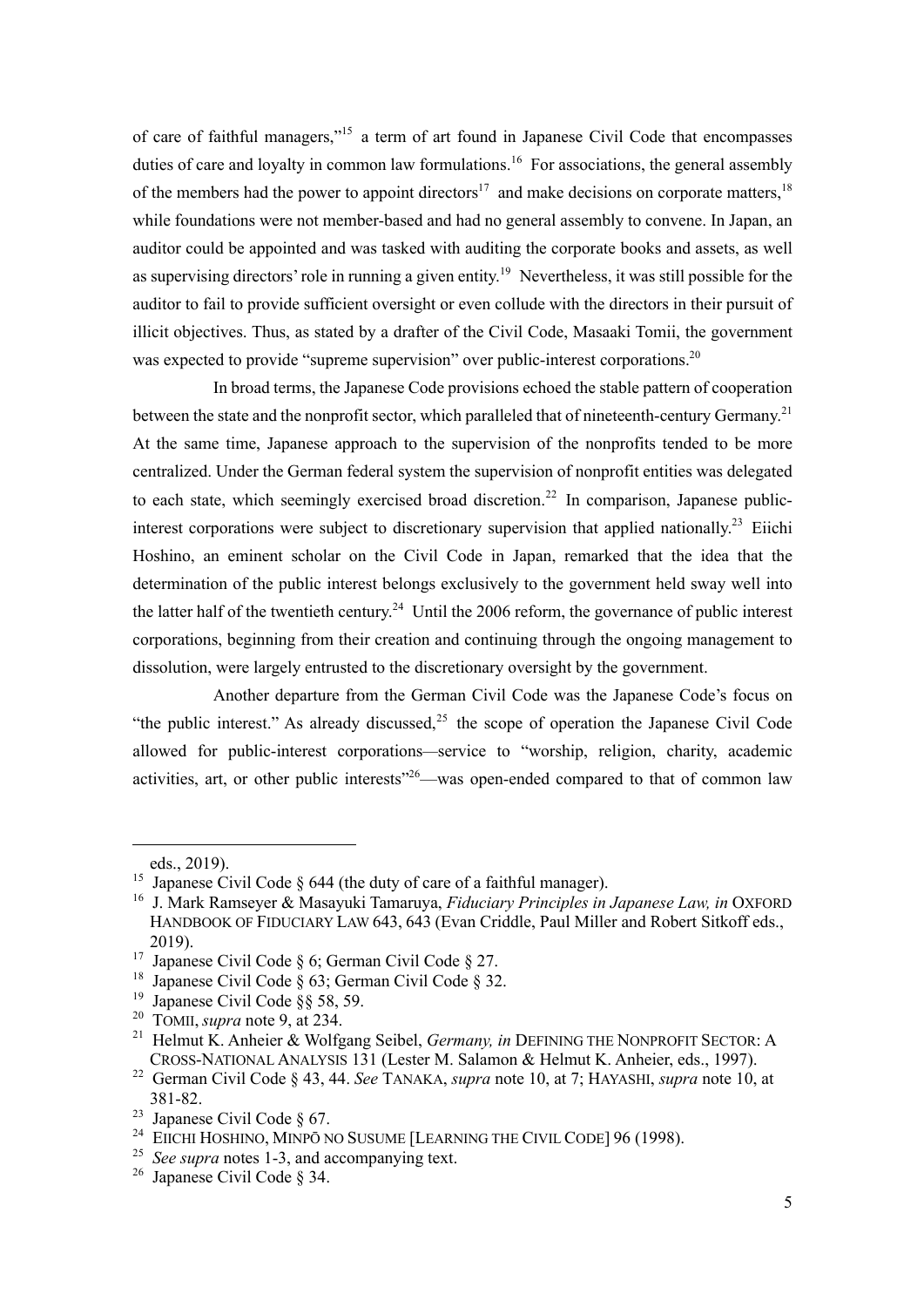of care of faithful managers,"[15] a term of art found in Japanese Civil Code that encompasses duties of care and loyalty in common law formulations.[16] For associations, the general assembly of the members had the power to appoint directors[17] and make decisions on corporate matters,[18] while foundations were not member-based and had no general assembly to convene. In Japan, an auditor could be appointed and was tasked with auditing the corporate books and assets, as well as supervising directors' role in running a given entity.[19] Nevertheless, it was still possible for the auditor to fail to provide sufficient oversight or even collude with the directors in their pursuit of illicit objectives. Thus, as stated by a drafter of the Civil Code, Masaaki Tomii, the government was expected to provide "supreme supervision" over public-interest corporations.[20]

In broad terms, the Japanese Code provisions echoed the stable pattern of cooperation between the state and the nonprofit sector, which paralleled that of nineteenth-century Germany.[21] At the same time, Japanese approach to the supervision of the nonprofits tended to be more centralized. Under the German federal system the supervision of nonprofit entities was delegated to each state, which seemingly exercised broad discretion.[22] In comparison, Japanese public-interest corporations were subject to discretionary supervision that applied nationally.[23] Eiichi Hoshino, an eminent scholar on the Civil Code in Japan, remarked that the idea that the determination of the public interest belongs exclusively to the government held sway well into the latter half of the twentieth century.[24] Until the 2006 reform, the governance of public interest corporations, beginning from their creation and continuing through the ongoing management to dissolution, were largely entrusted to the discretionary oversight by the government.

Another departure from the German Civil Code was the Japanese Code's focus on "the public interest." As already discussed,[25] the scope of operation the Japanese Civil Code allowed for public-interest corporations—service to "worship, religion, charity, academic activities, art, or other public interests"[26]—was open-ended compared to that of common law

---

eds., 2019).

15 Japanese Civil Code § 644 (the duty of care of a faithful manager).

16 J. Mark Ramseyer & Masayuki Tamaruya, *Fiduciary Principles in Japanese Law, in* OXFORD HANDBOOK OF FIDUCIARY LAW 643, 643 (Evan Criddle, Paul Miller and Robert Sitkoff eds., 2019).

17 Japanese Civil Code § 6; German Civil Code § 27.

18 Japanese Civil Code § 63; German Civil Code § 32.

19 Japanese Civil Code §§ 58, 59.

20 TOMII, *supra* note 9, at 234.

21 Helmut K. Anheier & Wolfgang Seibel, *Germany, in* DEFINING THE NONPROFIT SECTOR: A CROSS-NATIONAL ANALYSIS 131 (Lester M. Salamon & Helmut K. Anheier, eds., 1997).

22 German Civil Code § 43, 44. *See* TANAKA, *supra* note 10, at 7; HAYASHI, *supra* note 10, at 381-82.

23 Japanese Civil Code § 67.

24 EIICHI HOSHINO, MINPŌ NO SUSUME [LEARNING THE CIVIL CODE] 96 (1998).

25 *See supra* notes 1-3, and accompanying text.

26 Japanese Civil Code § 34.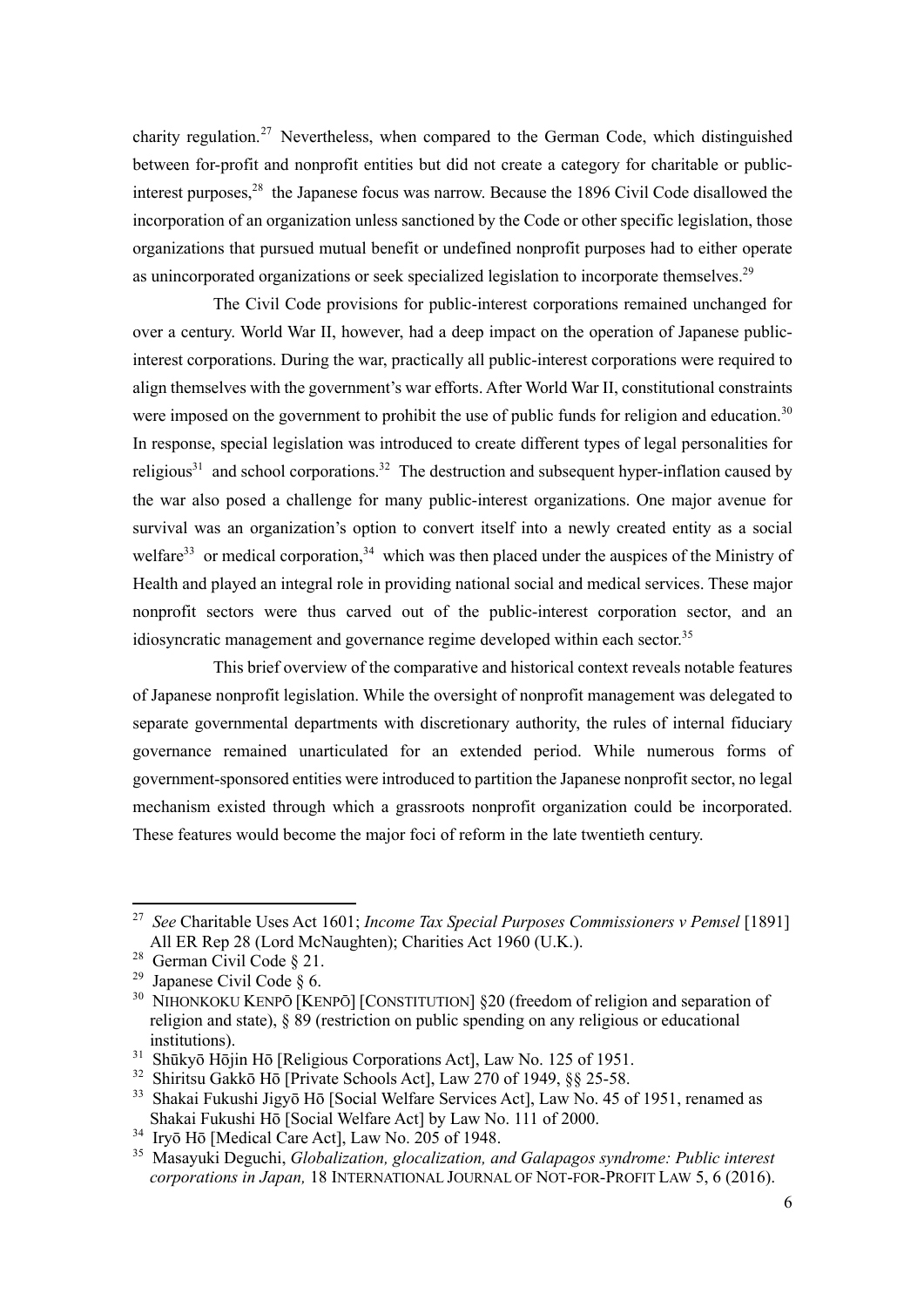charity regulation.[27] Nevertheless, when compared to the German Code, which distinguished between for-profit and nonprofit entities but did not create a category for charitable or public-interest purposes,[28] the Japanese focus was narrow. Because the 1896 Civil Code disallowed the incorporation of an organization unless sanctioned by the Code or other specific legislation, those organizations that pursued mutual benefit or undefined nonprofit purposes had to either operate as unincorporated organizations or seek specialized legislation to incorporate themselves.[29]

The Civil Code provisions for public-interest corporations remained unchanged for over a century. World War II, however, had a deep impact on the operation of Japanese public-interest corporations. During the war, practically all public-interest corporations were required to align themselves with the government's war efforts. After World War II, constitutional constraints were imposed on the government to prohibit the use of public funds for religion and education.[30] In response, special legislation was introduced to create different types of legal personalities for religious[31] and school corporations.[32] The destruction and subsequent hyper-inflation caused by the war also posed a challenge for many public-interest organizations. One major avenue for survival was an organization's option to convert itself into a newly created entity as a social welfare[33] or medical corporation,[34] which was then placed under the auspices of the Ministry of Health and played an integral role in providing national social and medical services. These major nonprofit sectors were thus carved out of the public-interest corporation sector, and an idiosyncratic management and governance regime developed within each sector.[35]

This brief overview of the comparative and historical context reveals notable features of Japanese nonprofit legislation. While the oversight of nonprofit management was delegated to separate governmental departments with discretionary authority, the rules of internal fiduciary governance remained unarticulated for an extended period. While numerous forms of government-sponsored entities were introduced to partition the Japanese nonprofit sector, no legal mechanism existed through which a grassroots nonprofit organization could be incorporated. These features would become the major foci of reform in the late twentieth century.

---

[27] *See* Charitable Uses Act 1601; *Income Tax Special Purposes Commissioners v Pemsel* [1891] All ER Rep 28 (Lord McNaughten); Charities Act 1960 (U.K.).

[28] German Civil Code § 21.

[29] Japanese Civil Code § 6.

[30] NIHONKOKU KENPŌ [KENPŌ] [CONSTITUTION] §20 (freedom of religion and separation of religion and state), § 89 (restriction on public spending on any religious or educational institutions).

[31] Shūkyō Hōjin Hō [Religious Corporations Act], Law No. 125 of 1951.

[32] Shiritsu Gakkō Hō [Private Schools Act], Law 270 of 1949, §§ 25-58.

[33] Shakai Fukushi Jigyō Hō [Social Welfare Services Act], Law No. 45 of 1951, renamed as Shakai Fukushi Hō [Social Welfare Act] by Law No. 111 of 2000.

[34] Iryō Hō [Medical Care Act], Law No. 205 of 1948.

[35] Masayuki Deguchi, *Globalization, glocalization, and Galapagos syndrome: Public interest corporations in Japan,* 18 INTERNATIONAL JOURNAL OF NOT-FOR-PROFIT LAW 5, 6 (2016).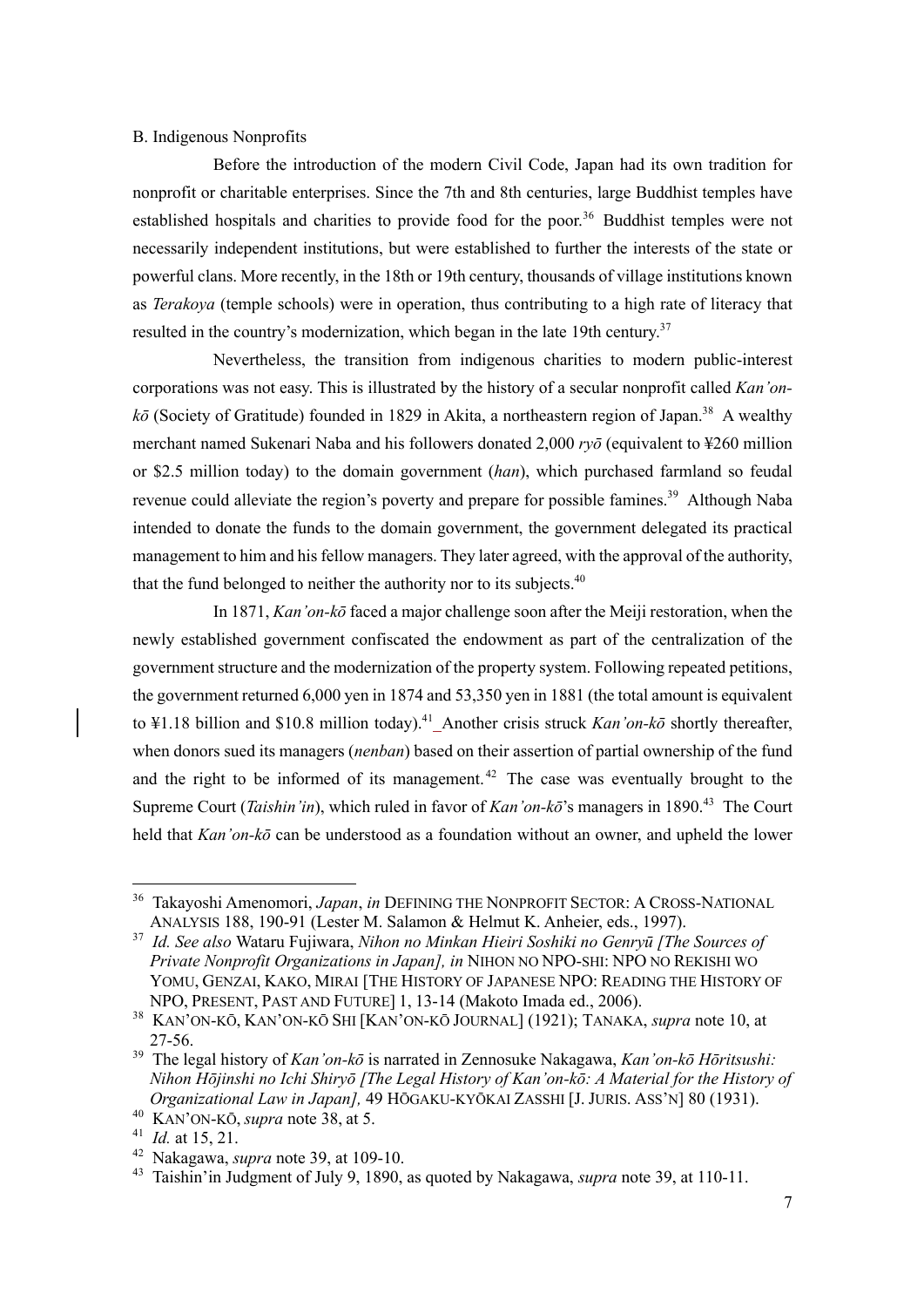B. Indigenous Nonprofits

Before the introduction of the modern Civil Code, Japan had its own tradition for nonprofit or charitable enterprises. Since the 7th and 8th centuries, large Buddhist temples have established hospitals and charities to provide food for the poor.[36] Buddhist temples were not necessarily independent institutions, but were established to further the interests of the state or powerful clans. More recently, in the 18th or 19th century, thousands of village institutions known as *Terakoya* (temple schools) were in operation, thus contributing to a high rate of literacy that resulted in the country's modernization, which began in the late 19th century.[37]

Nevertheless, the transition from indigenous charities to modern public-interest corporations was not easy. This is illustrated by the history of a secular nonprofit called *Kan'on-kō* (Society of Gratitude) founded in 1829 in Akita, a northeastern region of Japan.[38] A wealthy merchant named Sukenari Naba and his followers donated 2,000 *ryō* (equivalent to ¥260 million or $2.5 million today) to the domain government (*han*), which purchased farmland so feudal revenue could alleviate the region's poverty and prepare for possible famines.[39] Although Naba intended to donate the funds to the domain government, the government delegated its practical management to him and his fellow managers. They later agreed, with the approval of the authority, that the fund belonged to neither the authority nor to its subjects.[40]

In 1871, *Kan'on-kō* faced a major challenge soon after the Meiji restoration, when the newly established government confiscated the endowment as part of the centralization of the government structure and the modernization of the property system. Following repeated petitions, the government returned 6,000 yen in 1874 and 53,350 yen in 1881 (the total amount is equivalent to ¥1.18 billion and $10.8 million today).[41] Another crisis struck *Kan'on-kō* shortly thereafter, when donors sued its managers (*nenban*) based on their assertion of partial ownership of the fund and the right to be informed of its management.[42] The case was eventually brought to the Supreme Court (*Taishin'in*), which ruled in favor of *Kan'on-kō*'s managers in 1890.[43] The Court held that *Kan'on-kō* can be understood as a foundation without an owner, and upheld the lower

---

[36] Takayoshi Amenomori, *Japan*, *in* DEFINING THE NONPROFIT SECTOR: A CROSS-NATIONAL ANALYSIS 188, 190-91 (Lester M. Salamon & Helmut K. Anheier, eds., 1997).

[37] *Id. See also* Wataru Fujiwara, *Nihon no Minkan Hieiri Soshiki no Genryū [The Sources of Private Nonprofit Organizations in Japan], in* NIHON NO NPO-SHI: NPO NO REKISHI WO YOMU, GENZAI, KAKO, MIRAI [THE HISTORY OF JAPANESE NPO: READING THE HISTORY OF NPO, PRESENT, PAST AND FUTURE] 1, 13-14 (Makoto Imada ed., 2006).

[38] KAN'ON-KŌ, KAN'ON-KŌ SHI [KAN'ON-KŌ JOURNAL] (1921); TANAKA, *supra* note 10, at 27-56.

[39] The legal history of *Kan'on-kō* is narrated in Zennosuke Nakagawa, *Kan'on-kō Hōritsushi: Nihon Hōjinshi no Ichi Shiryō [The Legal History of Kan'on-kō: A Material for the History of Organizational Law in Japan],* 49 HŌGAKU-KYŌKAI ZASSHI [J. JURIS. ASS'N] 80 (1931).

[40] KAN'ON-KŌ, *supra* note 38, at 5.

[41] *Id.* at 15, 21.

[42] Nakagawa, *supra* note 39, at 109-10.

[43] Taishin'in Judgment of July 9, 1890, as quoted by Nakagawa, *supra* note 39, at 110-11.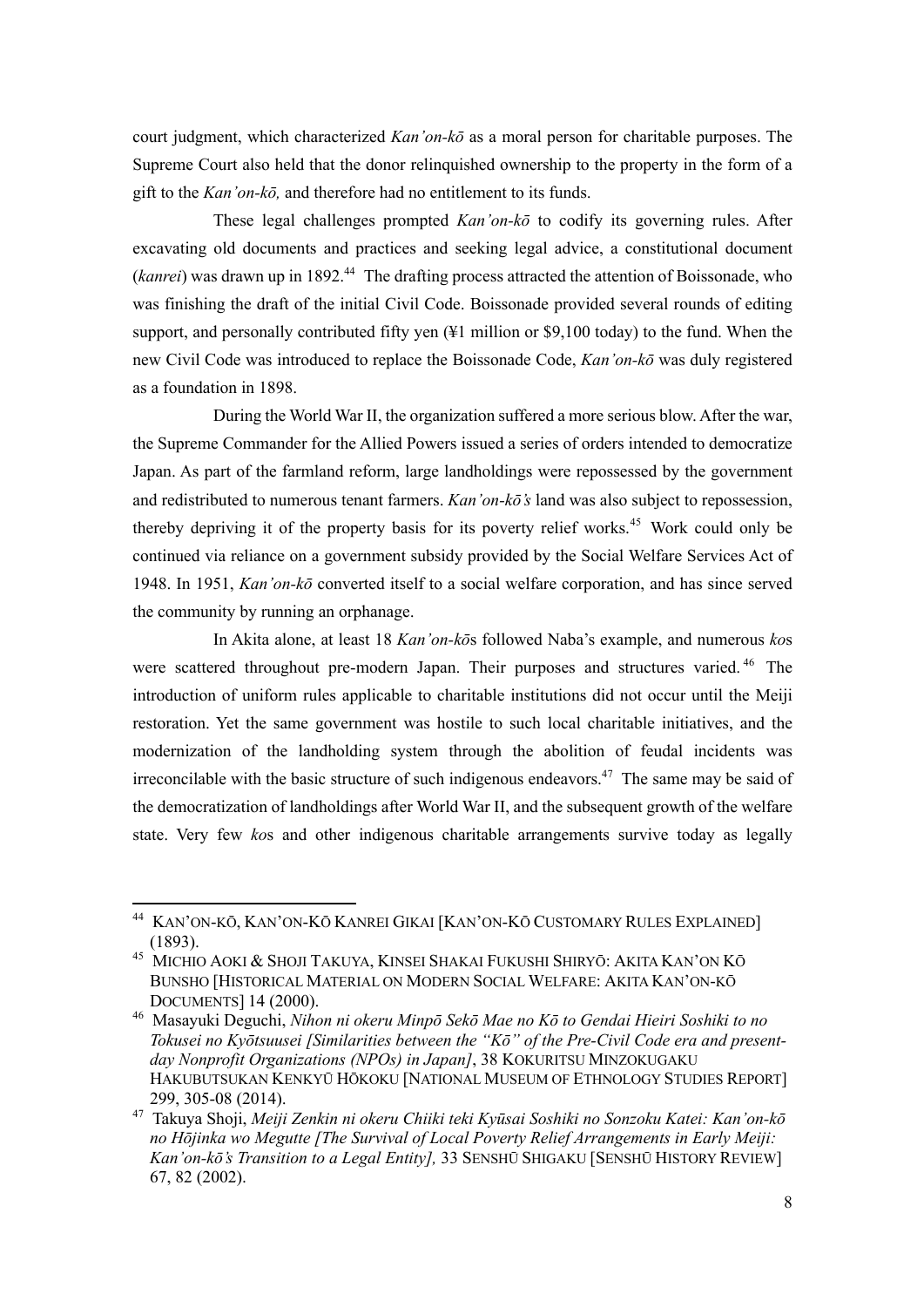court judgment, which characterized *Kan'on-kō* as a moral person for charitable purposes. The Supreme Court also held that the donor relinquished ownership to the property in the form of a gift to the *Kan'on-kō,* and therefore had no entitlement to its funds.

These legal challenges prompted *Kan'on-kō* to codify its governing rules. After excavating old documents and practices and seeking legal advice, a constitutional document (*kanrei*) was drawn up in 1892.[44] The drafting process attracted the attention of Boissonade, who was finishing the draft of the initial Civil Code. Boissonade provided several rounds of editing support, and personally contributed fifty yen (¥1 million or $9,100 today) to the fund. When the new Civil Code was introduced to replace the Boissonade Code, *Kan'on-kō* was duly registered as a foundation in 1898.

During the World War II, the organization suffered a more serious blow. After the war, the Supreme Commander for the Allied Powers issued a series of orders intended to democratize Japan. As part of the farmland reform, large landholdings were repossessed by the government and redistributed to numerous tenant farmers. *Kan'on-kō's* land was also subject to repossession, thereby depriving it of the property basis for its poverty relief works.[45] Work could only be continued via reliance on a government subsidy provided by the Social Welfare Services Act of 1948. In 1951, *Kan'on-kō* converted itself to a social welfare corporation, and has since served the community by running an orphanage.

In Akita alone, at least 18 *Kan'on-kō*s followed Naba's example, and numerous *ko*s were scattered throughout pre-modern Japan. Their purposes and structures varied.[46] The introduction of uniform rules applicable to charitable institutions did not occur until the Meiji restoration. Yet the same government was hostile to such local charitable initiatives, and the modernization of the landholding system through the abolition of feudal incidents was irreconcilable with the basic structure of such indigenous endeavors.[47] The same may be said of the democratization of landholdings after World War II, and the subsequent growth of the welfare state. Very few *ko*s and other indigenous charitable arrangements survive today as legally

---

[44] KAN'ON-KŌ, KAN'ON-KŌ KANREI GIKAI [KAN'ON-KŌ CUSTOMARY RULES EXPLAINED] (1893).

[45] MICHIO AOKI & SHOJI TAKUYA, KINSEI SHAKAI FUKUSHI SHIRYŌ: AKITA KAN'ON KŌ BUNSHO [HISTORICAL MATERIAL ON MODERN SOCIAL WELFARE: AKITA KAN'ON-KŌ DOCUMENTS] 14 (2000).

[46] Masayuki Deguchi, *Nihon ni okeru Minpō Sekō Mae no Kō to Gendai Hieiri Soshiki to no Tokusei no Kyōtsuusei [Similarities between the "Kō" of the Pre-Civil Code era and present-day Nonprofit Organizations (NPOs) in Japan]*, 38 KOKURITSU MINZOKUGAKU HAKUBUTSUKAN KENKYŪ HŌKOKU [NATIONAL MUSEUM OF ETHNOLOGY STUDIES REPORT] 299, 305-08 (2014).

[47] Takuya Shoji, *Meiji Zenkin ni okeru Chiiki teki Kyūsai Soshiki no Sonzoku Katei: Kan'on-kō no Hōjinka wo Megutte [The Survival of Local Poverty Relief Arrangements in Early Meiji: Kan'on-kō's Transition to a Legal Entity],* 33 SENSHŪ SHIGAKU [SENSHŪ HISTORY REVIEW] 67, 82 (2002).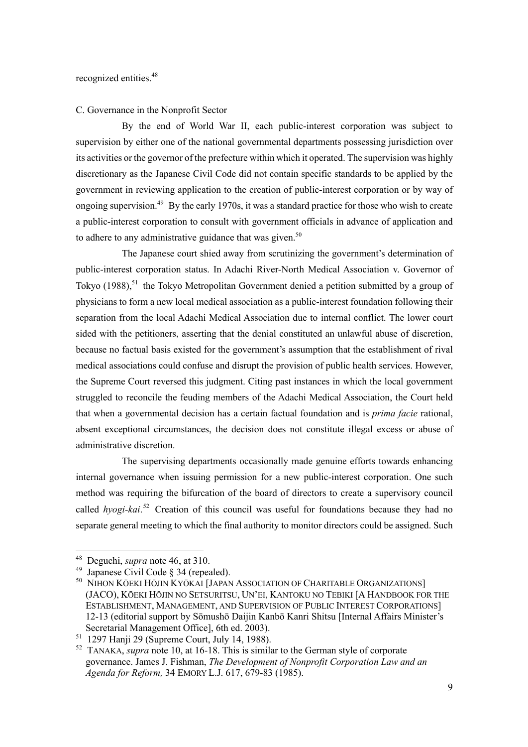recognized entities.[48]

C. Governance in the Nonprofit Sector

By the end of World War II, each public-interest corporation was subject to supervision by either one of the national governmental departments possessing jurisdiction over its activities or the governor of the prefecture within which it operated. The supervision was highly discretionary as the Japanese Civil Code did not contain specific standards to be applied by the government in reviewing application to the creation of public-interest corporation or by way of ongoing supervision.[49] By the early 1970s, it was a standard practice for those who wish to create a public-interest corporation to consult with government officials in advance of application and to adhere to any administrative guidance that was given.[50]

The Japanese court shied away from scrutinizing the government's determination of public-interest corporation status. In Adachi River-North Medical Association v. Governor of Tokyo (1988),[51] the Tokyo Metropolitan Government denied a petition submitted by a group of physicians to form a new local medical association as a public-interest foundation following their separation from the local Adachi Medical Association due to internal conflict. The lower court sided with the petitioners, asserting that the denial constituted an unlawful abuse of discretion, because no factual basis existed for the government's assumption that the establishment of rival medical associations could confuse and disrupt the provision of public health services. However, the Supreme Court reversed this judgment. Citing past instances in which the local government struggled to reconcile the feuding members of the Adachi Medical Association, the Court held that when a governmental decision has a certain factual foundation and is *prima facie* rational, absent exceptional circumstances, the decision does not constitute illegal excess or abuse of administrative discretion.

The supervising departments occasionally made genuine efforts towards enhancing internal governance when issuing permission for a new public-interest corporation. One such method was requiring the bifurcation of the board of directors to create a supervisory council called *hyogi-kai*.[52] Creation of this council was useful for foundations because they had no separate general meeting to which the final authority to monitor directors could be assigned. Such

---

[48] Deguchi, *supra* note 46, at 310.

[49] Japanese Civil Code § 34 (repealed).

[50] NIHON KŌEKI HŌJIN KYŌKAI [JAPAN ASSOCIATION OF CHARITABLE ORGANIZATIONS] (JACO), KŌEKI HŌJIN NO SETSURITSU, UN'EI, KANTOKU NO TEBIKI [A HANDBOOK FOR THE ESTABLISHMENT, MANAGEMENT, AND SUPERVISION OF PUBLIC INTEREST CORPORATIONS] 12-13 (editorial support by Sōmushō Daijin Kanbō Kanri Shitsu [Internal Affairs Minister's Secretarial Management Office], 6th ed. 2003).

[51] 1297 Hanji 29 (Supreme Court, July 14, 1988).

[52] TANAKA, *supra* note 10, at 16-18. This is similar to the German style of corporate governance. James J. Fishman, *The Development of Nonprofit Corporation Law and an Agenda for Reform,* 34 EMORY L.J. 617, 679-83 (1985).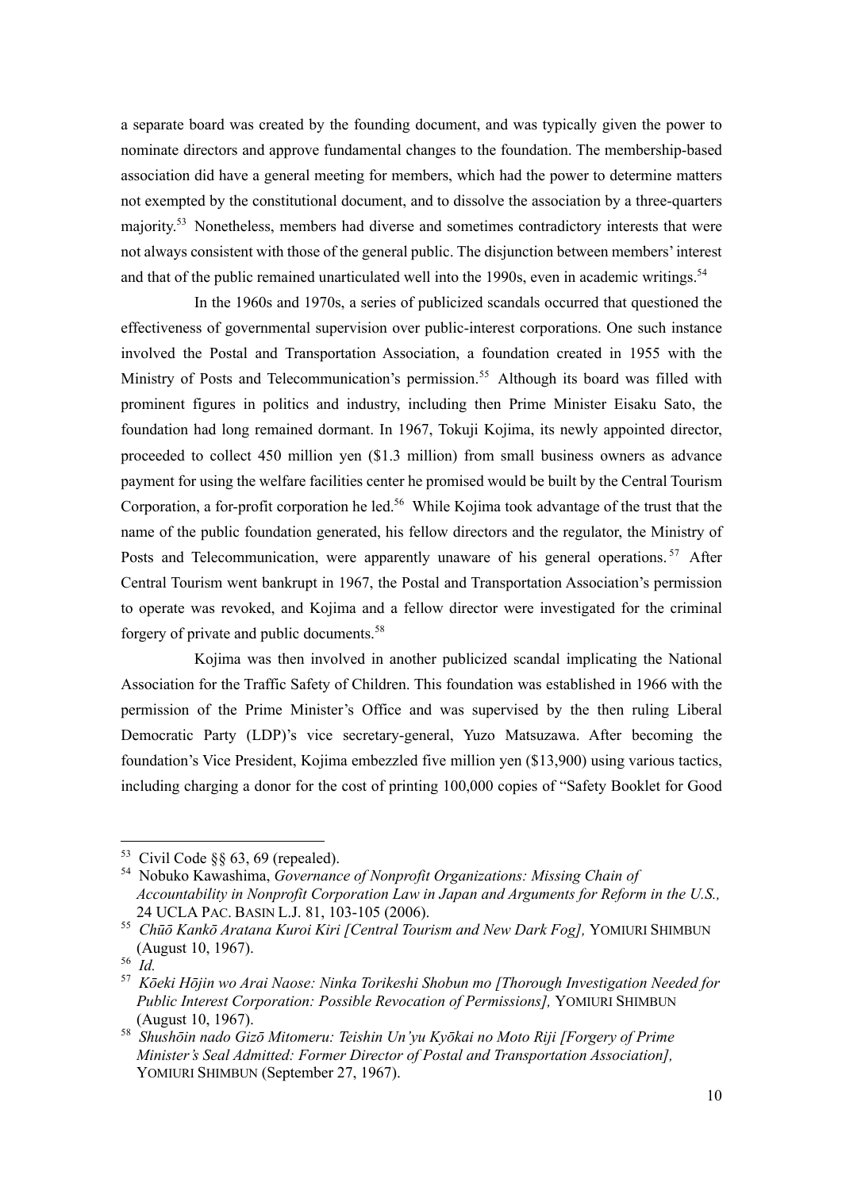a separate board was created by the founding document, and was typically given the power to nominate directors and approve fundamental changes to the foundation. The membership-based association did have a general meeting for members, which had the power to determine matters not exempted by the constitutional document, and to dissolve the association by a three-quarters majority.[53] Nonetheless, members had diverse and sometimes contradictory interests that were not always consistent with those of the general public. The disjunction between members' interest and that of the public remained unarticulated well into the 1990s, even in academic writings.[54]

In the 1960s and 1970s, a series of publicized scandals occurred that questioned the effectiveness of governmental supervision over public-interest corporations. One such instance involved the Postal and Transportation Association, a foundation created in 1955 with the Ministry of Posts and Telecommunication's permission.[55] Although its board was filled with prominent figures in politics and industry, including then Prime Minister Eisaku Sato, the foundation had long remained dormant. In 1967, Tokuji Kojima, its newly appointed director, proceeded to collect 450 million yen ($1.3 million) from small business owners as advance payment for using the welfare facilities center he promised would be built by the Central Tourism Corporation, a for-profit corporation he led.[56] While Kojima took advantage of the trust that the name of the public foundation generated, his fellow directors and the regulator, the Ministry of Posts and Telecommunication, were apparently unaware of his general operations.[57] After Central Tourism went bankrupt in 1967, the Postal and Transportation Association's permission to operate was revoked, and Kojima and a fellow director were investigated for the criminal forgery of private and public documents.[58]

Kojima was then involved in another publicized scandal implicating the National Association for the Traffic Safety of Children. This foundation was established in 1966 with the permission of the Prime Minister's Office and was supervised by the then ruling Liberal Democratic Party (LDP)'s vice secretary-general, Yuzo Matsuzawa. After becoming the foundation's Vice President, Kojima embezzled five million yen ($13,900) using various tactics, including charging a donor for the cost of printing 100,000 copies of "Safety Booklet for Good

---

[53] Civil Code §§ 63, 69 (repealed).

[54] Nobuko Kawashima, *Governance of Nonprofit Organizations: Missing Chain of Accountability in Nonprofit Corporation Law in Japan and Arguments for Reform in the U.S.,* 24 UCLA PAC. BASIN L.J. 81, 103-105 (2006).

[55] *Chūō Kankō Aratana Kuroi Kiri [Central Tourism and New Dark Fog],* YOMIURI SHIMBUN (August 10, 1967).

[56] *Id.*

[57] *Kōeki Hōjin wo Arai Naose: Ninka Torikeshi Shobun mo [Thorough Investigation Needed for Public Interest Corporation: Possible Revocation of Permissions],* YOMIURI SHIMBUN (August 10, 1967).

[58] *Shushōin nado Gizō Mitomeru: Teishin Un'yu Kyōkai no Moto Riji [Forgery of Prime Minister's Seal Admitted: Former Director of Postal and Transportation Association],* YOMIURI SHIMBUN (September 27, 1967).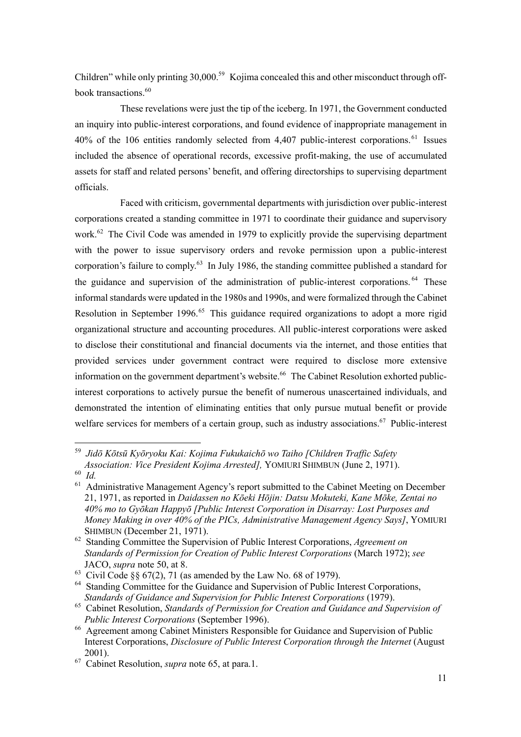Children" while only printing 30,000.[59] Kojima concealed this and other misconduct through off-book transactions.[60]

These revelations were just the tip of the iceberg. In 1971, the Government conducted an inquiry into public-interest corporations, and found evidence of inappropriate management in 40% of the 106 entities randomly selected from 4,407 public-interest corporations.[61] Issues included the absence of operational records, excessive profit-making, the use of accumulated assets for staff and related persons' benefit, and offering directorships to supervising department officials.

Faced with criticism, governmental departments with jurisdiction over public-interest corporations created a standing committee in 1971 to coordinate their guidance and supervisory work.[62] The Civil Code was amended in 1979 to explicitly provide the supervising department with the power to issue supervisory orders and revoke permission upon a public-interest corporation's failure to comply.[63] In July 1986, the standing committee published a standard for the guidance and supervision of the administration of public-interest corporations.[64] These informal standards were updated in the 1980s and 1990s, and were formalized through the Cabinet Resolution in September 1996.[65] This guidance required organizations to adopt a more rigid organizational structure and accounting procedures. All public-interest corporations were asked to disclose their constitutional and financial documents via the internet, and those entities that provided services under government contract were required to disclose more extensive information on the government department's website.[66] The Cabinet Resolution exhorted public-interest corporations to actively pursue the benefit of numerous unascertained individuals, and demonstrated the intention of eliminating entities that only pursue mutual benefit or provide welfare services for members of a certain group, such as industry associations.[67] Public-interest

---

[59] *Jidō Kōtsū Kyōryoku Kai: Kojima Fukukaichō wo Taiho [Children Traffic Safety Association: Vice President Kojima Arrested],* YOMIURI SHIMBUN (June 2, 1971).

[60] *Id.*

[61] Administrative Management Agency's report submitted to the Cabinet Meeting on December 21, 1971, as reported in *Daidassen no Kōeki Hōjin: Datsu Mokuteki, Kane Mōke, Zentai no 40% mo to Gyōkan Happyō [Public Interest Corporation in Disarray: Lost Purposes and Money Making in over 40% of the PICs, Administrative Management Agency Says]*, YOMIURI SHIMBUN (December 21, 1971).

[62] Standing Committee the Supervision of Public Interest Corporations, *Agreement on Standards of Permission for Creation of Public Interest Corporations* (March 1972); *see* JACO, *supra* note 50, at 8.

[63] Civil Code §§ 67(2), 71 (as amended by the Law No. 68 of 1979).

[64] Standing Committee for the Guidance and Supervision of Public Interest Corporations, *Standards of Guidance and Supervision for Public Interest Corporations* (1979).

[65] Cabinet Resolution, *Standards of Permission for Creation and Guidance and Supervision of Public Interest Corporations* (September 1996).

[66] Agreement among Cabinet Ministers Responsible for Guidance and Supervision of Public Interest Corporations, *Disclosure of Public Interest Corporation through the Internet* (August 2001).

[67] Cabinet Resolution, *supra* note 65, at para.1.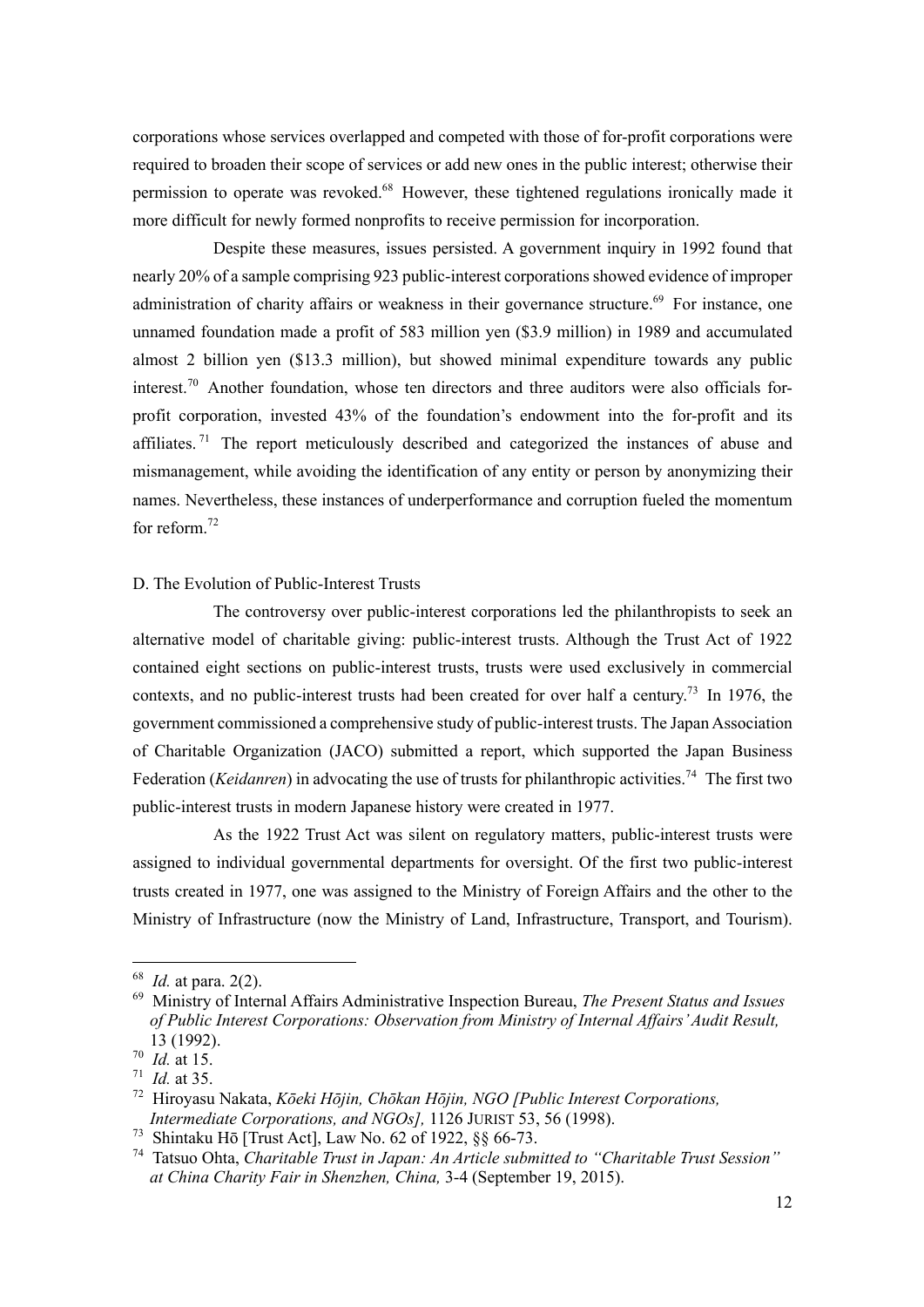corporations whose services overlapped and competed with those of for-profit corporations were required to broaden their scope of services or add new ones in the public interest; otherwise their permission to operate was revoked.[68] However, these tightened regulations ironically made it more difficult for newly formed nonprofits to receive permission for incorporation.

Despite these measures, issues persisted. A government inquiry in 1992 found that nearly 20% of a sample comprising 923 public-interest corporations showed evidence of improper administration of charity affairs or weakness in their governance structure.[69] For instance, one unnamed foundation made a profit of 583 million yen ($3.9 million) in 1989 and accumulated almost 2 billion yen ($13.3 million), but showed minimal expenditure towards any public interest.[70] Another foundation, whose ten directors and three auditors were also officials for-profit corporation, invested 43% of the foundation's endowment into the for-profit and its affiliates.[71] The report meticulously described and categorized the instances of abuse and mismanagement, while avoiding the identification of any entity or person by anonymizing their names. Nevertheless, these instances of underperformance and corruption fueled the momentum for reform.[72]

### D. The Evolution of Public-Interest Trusts

The controversy over public-interest corporations led the philanthropists to seek an alternative model of charitable giving: public-interest trusts. Although the Trust Act of 1922 contained eight sections on public-interest trusts, trusts were used exclusively in commercial contexts, and no public-interest trusts had been created for over half a century.[73] In 1976, the government commissioned a comprehensive study of public-interest trusts. The Japan Association of Charitable Organization (JACO) submitted a report, which supported the Japan Business Federation (*Keidanren*) in advocating the use of trusts for philanthropic activities.[74] The first two public-interest trusts in modern Japanese history were created in 1977.

As the 1922 Trust Act was silent on regulatory matters, public-interest trusts were assigned to individual governmental departments for oversight. Of the first two public-interest trusts created in 1977, one was assigned to the Ministry of Foreign Affairs and the other to the Ministry of Infrastructure (now the Ministry of Land, Infrastructure, Transport, and Tourism).

---

[68] *Id.* at para. 2(2).

[69] Ministry of Internal Affairs Administrative Inspection Bureau, *The Present Status and Issues of Public Interest Corporations: Observation from Ministry of Internal Affairs' Audit Result,* 13 (1992).

[70] *Id.* at 15.

[71] *Id.* at 35.

[72] Hiroyasu Nakata, *Kōeki Hōjin, Chōkan Hōjin, NGO [Public Interest Corporations, Intermediate Corporations, and NGOs],* 1126 JURIST 53, 56 (1998).

[73] Shintaku Hō [Trust Act], Law No. 62 of 1922, §§ 66-73.

[74] Tatsuo Ohta, *Charitable Trust in Japan: An Article submitted to "Charitable Trust Session" at China Charity Fair in Shenzhen, China,* 3-4 (September 19, 2015).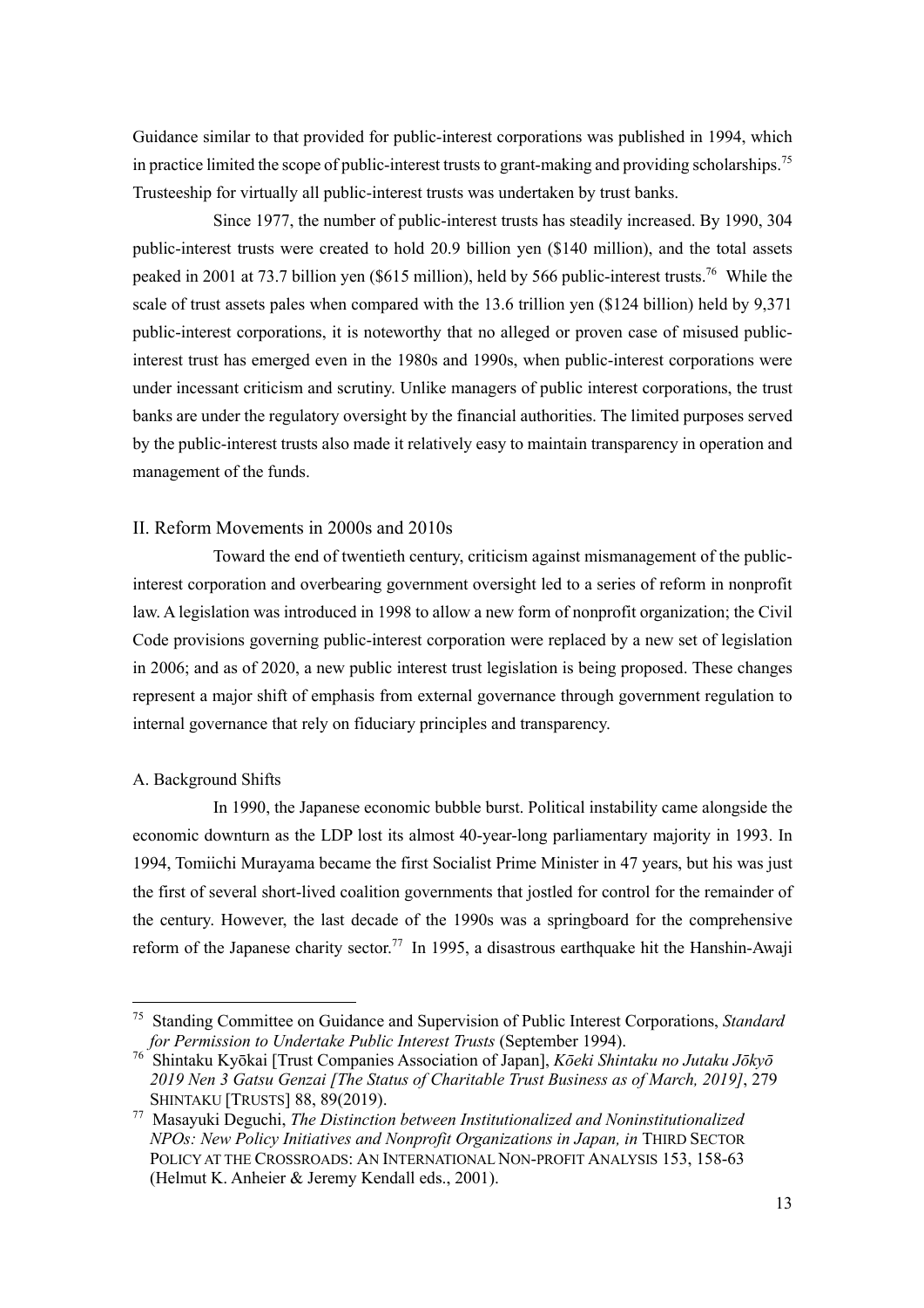Guidance similar to that provided for public-interest corporations was published in 1994, which in practice limited the scope of public-interest trusts to grant-making and providing scholarships.[75] Trusteeship for virtually all public-interest trusts was undertaken by trust banks.

Since 1977, the number of public-interest trusts has steadily increased. By 1990, 304 public-interest trusts were created to hold 20.9 billion yen ($140 million), and the total assets peaked in 2001 at 73.7 billion yen ($615 million), held by 566 public-interest trusts.[76] While the scale of trust assets pales when compared with the 13.6 trillion yen ($124 billion) held by 9,371 public-interest corporations, it is noteworthy that no alleged or proven case of misused public-interest trust has emerged even in the 1980s and 1990s, when public-interest corporations were under incessant criticism and scrutiny. Unlike managers of public interest corporations, the trust banks are under the regulatory oversight by the financial authorities. The limited purposes served by the public-interest trusts also made it relatively easy to maintain transparency in operation and management of the funds.

## II. Reform Movements in 2000s and 2010s

Toward the end of twentieth century, criticism against mismanagement of the public-interest corporation and overbearing government oversight led to a series of reform in nonprofit law. A legislation was introduced in 1998 to allow a new form of nonprofit organization; the Civil Code provisions governing public-interest corporation were replaced by a new set of legislation in 2006; and as of 2020, a new public interest trust legislation is being proposed. These changes represent a major shift of emphasis from external governance through government regulation to internal governance that rely on fiduciary principles and transparency.

### A. Background Shifts

In 1990, the Japanese economic bubble burst. Political instability came alongside the economic downturn as the LDP lost its almost 40-year-long parliamentary majority in 1993. In 1994, Tomiichi Murayama became the first Socialist Prime Minister in 47 years, but his was just the first of several short-lived coalition governments that jostled for control for the remainder of the century. However, the last decade of the 1990s was a springboard for the comprehensive reform of the Japanese charity sector.[77] In 1995, a disastrous earthquake hit the Hanshin-Awaji

---

[75] Standing Committee on Guidance and Supervision of Public Interest Corporations, *Standard for Permission to Undertake Public Interest Trusts* (September 1994).

[76] Shintaku Kyōkai [Trust Companies Association of Japan], *Kōeki Shintaku no Jutaku Jōkyō 2019 Nen 3 Gatsu Genzai [The Status of Charitable Trust Business as of March, 2019]*, 279 SHINTAKU [TRUSTS] 88, 89(2019).

[77] Masayuki Deguchi, *The Distinction between Institutionalized and Noninstitutionalized NPOs: New Policy Initiatives and Nonprofit Organizations in Japan, in* THIRD SECTOR POLICY AT THE CROSSROADS: AN INTERNATIONAL NON-PROFIT ANALYSIS 153, 158-63 (Helmut K. Anheier & Jeremy Kendall eds., 2001).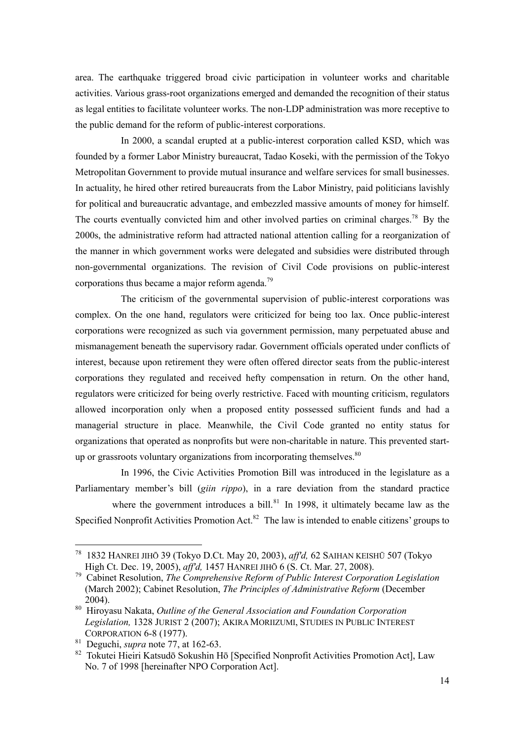area. The earthquake triggered broad civic participation in volunteer works and charitable activities. Various grass-root organizations emerged and demanded the recognition of their status as legal entities to facilitate volunteer works. The non-LDP administration was more receptive to the public demand for the reform of public-interest corporations.

In 2000, a scandal erupted at a public-interest corporation called KSD, which was founded by a former Labor Ministry bureaucrat, Tadao Koseki, with the permission of the Tokyo Metropolitan Government to provide mutual insurance and welfare services for small businesses. In actuality, he hired other retired bureaucrats from the Labor Ministry, paid politicians lavishly for political and bureaucratic advantage, and embezzled massive amounts of money for himself. The courts eventually convicted him and other involved parties on criminal charges.[78] By the 2000s, the administrative reform had attracted national attention calling for a reorganization of the manner in which government works were delegated and subsidies were distributed through non-governmental organizations. The revision of Civil Code provisions on public-interest corporations thus became a major reform agenda.[79]

The criticism of the governmental supervision of public-interest corporations was complex. On the one hand, regulators were criticized for being too lax. Once public-interest corporations were recognized as such via government permission, many perpetuated abuse and mismanagement beneath the supervisory radar. Government officials operated under conflicts of interest, because upon retirement they were often offered director seats from the public-interest corporations they regulated and received hefty compensation in return. On the other hand, regulators were criticized for being overly restrictive. Faced with mounting criticism, regulators allowed incorporation only when a proposed entity possessed sufficient funds and had a managerial structure in place. Meanwhile, the Civil Code granted no entity status for organizations that operated as nonprofits but were non-charitable in nature. This prevented start-up or grassroots voluntary organizations from incorporating themselves.[80]

In 1996, the Civic Activities Promotion Bill was introduced in the legislature as a Parliamentary member's bill (*giin rippo*), in a rare deviation from the standard practice where the government introduces a bill.[81] In 1998, it ultimately became law as the Specified Nonprofit Activities Promotion Act.[82] The law is intended to enable citizens' groups to

---

[78] 1832 HANREI JIHŌ 39 (Tokyo D.Ct. May 20, 2003), *aff'd,* 62 SAIHAN KEISHŪ 507 (Tokyo High Ct. Dec. 19, 2005), *aff'd,* 1457 HANREI JIHŌ 6 (S. Ct. Mar. 27, 2008).

[79] Cabinet Resolution, *The Comprehensive Reform of Public Interest Corporation Legislation* (March 2002); Cabinet Resolution, *The Principles of Administrative Reform* (December 2004).

[80] Hiroyasu Nakata, *Outline of the General Association and Foundation Corporation Legislation,* 1328 JURIST 2 (2007); AKIRA MORIIZUMI, STUDIES IN PUBLIC INTEREST CORPORATION 6-8 (1977).

[81] Deguchi, *supra* note 77, at 162-63.

[82] Tokutei Hieiri Katsudō Sokushin Hō [Specified Nonprofit Activities Promotion Act], Law No. 7 of 1998 [hereinafter NPO Corporation Act].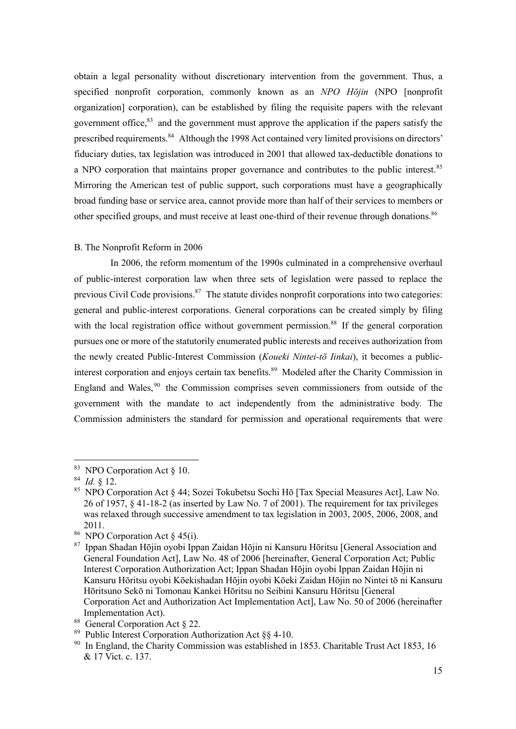obtain a legal personality without discretionary intervention from the government. Thus, a specified nonprofit corporation, commonly known as an *NPO Hōjin* (NPO [nonprofit organization] corporation), can be established by filing the requisite papers with the relevant government office,[83] and the government must approve the application if the papers satisfy the prescribed requirements.[84] Although the 1998 Act contained very limited provisions on directors' fiduciary duties, tax legislation was introduced in 2001 that allowed tax-deductible donations to a NPO corporation that maintains proper governance and contributes to the public interest.[85] Mirroring the American test of public support, such corporations must have a geographically broad funding base or service area, cannot provide more than half of their services to members or other specified groups, and must receive at least one-third of their revenue through donations.[86]

### B. The Nonprofit Reform in 2006

In 2006, the reform momentum of the 1990s culminated in a comprehensive overhaul of public-interest corporation law when three sets of legislation were passed to replace the previous Civil Code provisions.[87] The statute divides nonprofit corporations into two categories: general and public-interest corporations. General corporations can be created simply by filing with the local registration office without government permission.[88] If the general corporation pursues one or more of the statutorily enumerated public interests and receives authorization from the newly created Public-Interest Commission (*Koueki Nintei-tō Iinkai*), it becomes a public-interest corporation and enjoys certain tax benefits.[89] Modeled after the Charity Commission in England and Wales,[90] the Commission comprises seven commissioners from outside of the government with the mandate to act independently from the administrative body. The Commission administers the standard for permission and operational requirements that were

---

[83] NPO Corporation Act § 10.

[84] *Id.* § 12.

[85] NPO Corporation Act § 44; Sozei Tokubetsu Sochi Hō [Tax Special Measures Act], Law No. 26 of 1957, § 41-18-2 (as inserted by Law No. 7 of 2001). The requirement for tax privileges was relaxed through successive amendment to tax legislation in 2003, 2005, 2006, 2008, and 2011.

[86] NPO Corporation Act § 45(i).

[87] Ippan Shadan Hōjin oyobi Ippan Zaidan Hōjin ni Kansuru Hōritsu [General Association and General Foundation Act], Law No. 48 of 2006 [hereinafter, General Corporation Act; Public Interest Corporation Authorization Act; Ippan Shadan Hōjin oyobi Ippan Zaidan Hōjin ni Kansuru Hōritsu oyobi Kōekishadan Hōjin oyobi Kōeki Zaidan Hōjin no Nintei tō ni Kansuru Hōritsuno Sekō ni Tomonau Kankei Hōritsu no Seibini Kansuru Hōritsu [General Corporation Act and Authorization Act Implementation Act], Law No. 50 of 2006 (hereinafter Implementation Act).

[88] General Corporation Act § 22.

[89] Public Interest Corporation Authorization Act §§ 4-10.

[90] In England, the Charity Commission was established in 1853. Charitable Trust Act 1853, 16 & 17 Vict. c. 137.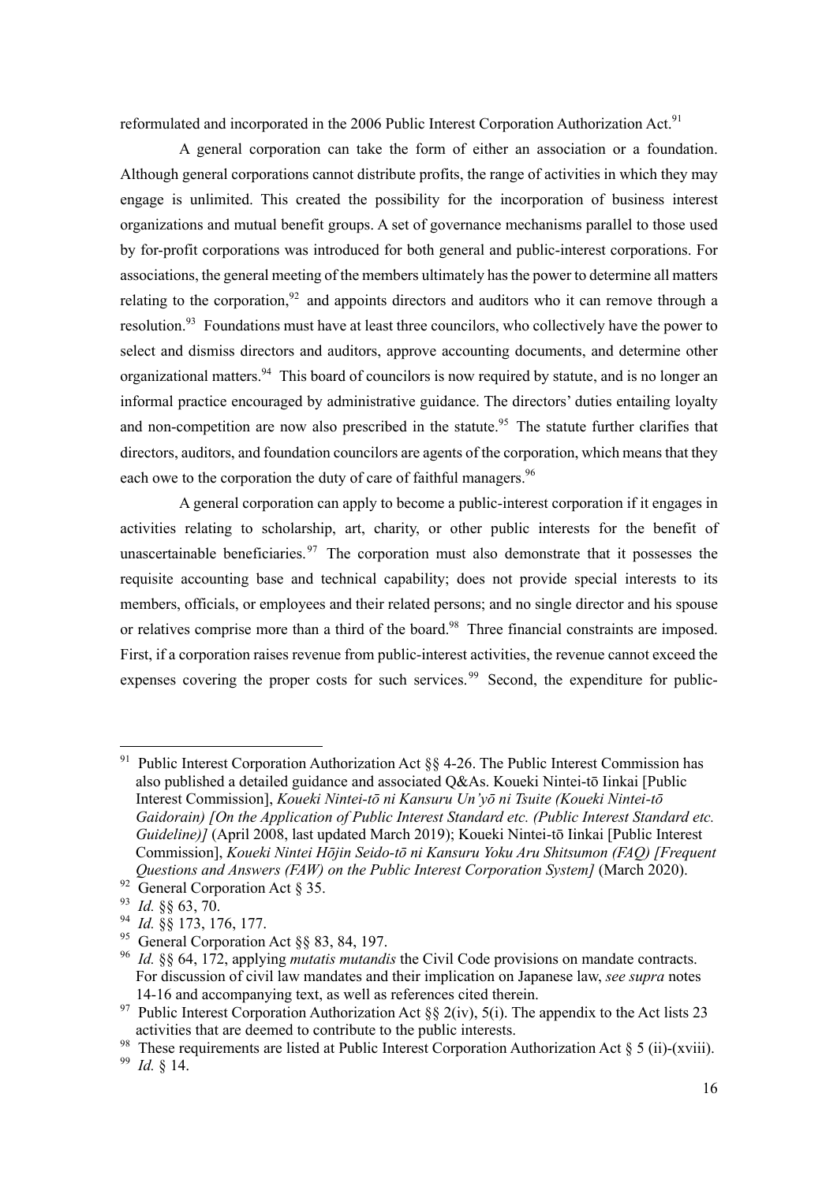reformulated and incorporated in the 2006 Public Interest Corporation Authorization Act.[91]

A general corporation can take the form of either an association or a foundation. Although general corporations cannot distribute profits, the range of activities in which they may engage is unlimited. This created the possibility for the incorporation of business interest organizations and mutual benefit groups. A set of governance mechanisms parallel to those used by for-profit corporations was introduced for both general and public-interest corporations. For associations, the general meeting of the members ultimately has the power to determine all matters relating to the corporation,[92] and appoints directors and auditors who it can remove through a resolution.[93] Foundations must have at least three councilors, who collectively have the power to select and dismiss directors and auditors, approve accounting documents, and determine other organizational matters.[94] This board of councilors is now required by statute, and is no longer an informal practice encouraged by administrative guidance. The directors' duties entailing loyalty and non-competition are now also prescribed in the statute.[95] The statute further clarifies that directors, auditors, and foundation councilors are agents of the corporation, which means that they each owe to the corporation the duty of care of faithful managers.[96]

A general corporation can apply to become a public-interest corporation if it engages in activities relating to scholarship, art, charity, or other public interests for the benefit of unascertainable beneficiaries.[97] The corporation must also demonstrate that it possesses the requisite accounting base and technical capability; does not provide special interests to its members, officials, or employees and their related persons; and no single director and his spouse or relatives comprise more than a third of the board.[98] Three financial constraints are imposed. First, if a corporation raises revenue from public-interest activities, the revenue cannot exceed the expenses covering the proper costs for such services.[99] Second, the expenditure for public-

---

[91] Public Interest Corporation Authorization Act §§ 4-26. The Public Interest Commission has also published a detailed guidance and associated Q&As. Koueki Nintei-tō Iinkai [Public Interest Commission], *Koueki Nintei-tō ni Kansuru Un'yō ni Tsuite (Koueki Nintei-tō Gaidorain) [On the Application of Public Interest Standard etc. (Public Interest Standard etc. Guideline)]* (April 2008, last updated March 2019); Koueki Nintei-tō Iinkai [Public Interest Commission], *Koueki Nintei Hōjin Seido-tō ni Kansuru Yoku Aru Shitsumon (FAQ) [Frequent Questions and Answers (FAW) on the Public Interest Corporation System]* (March 2020).

[92] General Corporation Act § 35.

[93] *Id.* §§ 63, 70.

[94] *Id.* §§ 173, 176, 177.

[95] General Corporation Act §§ 83, 84, 197.

[96] *Id.* §§ 64, 172, applying *mutatis mutandis* the Civil Code provisions on mandate contracts. For discussion of civil law mandates and their implication on Japanese law, *see supra* notes 14-16 and accompanying text, as well as references cited therein.

[97] Public Interest Corporation Authorization Act §§ 2(iv), 5(i). The appendix to the Act lists 23 activities that are deemed to contribute to the public interests.

[98] These requirements are listed at Public Interest Corporation Authorization Act § 5 (ii)-(xviii).

[99] *Id.* § 14.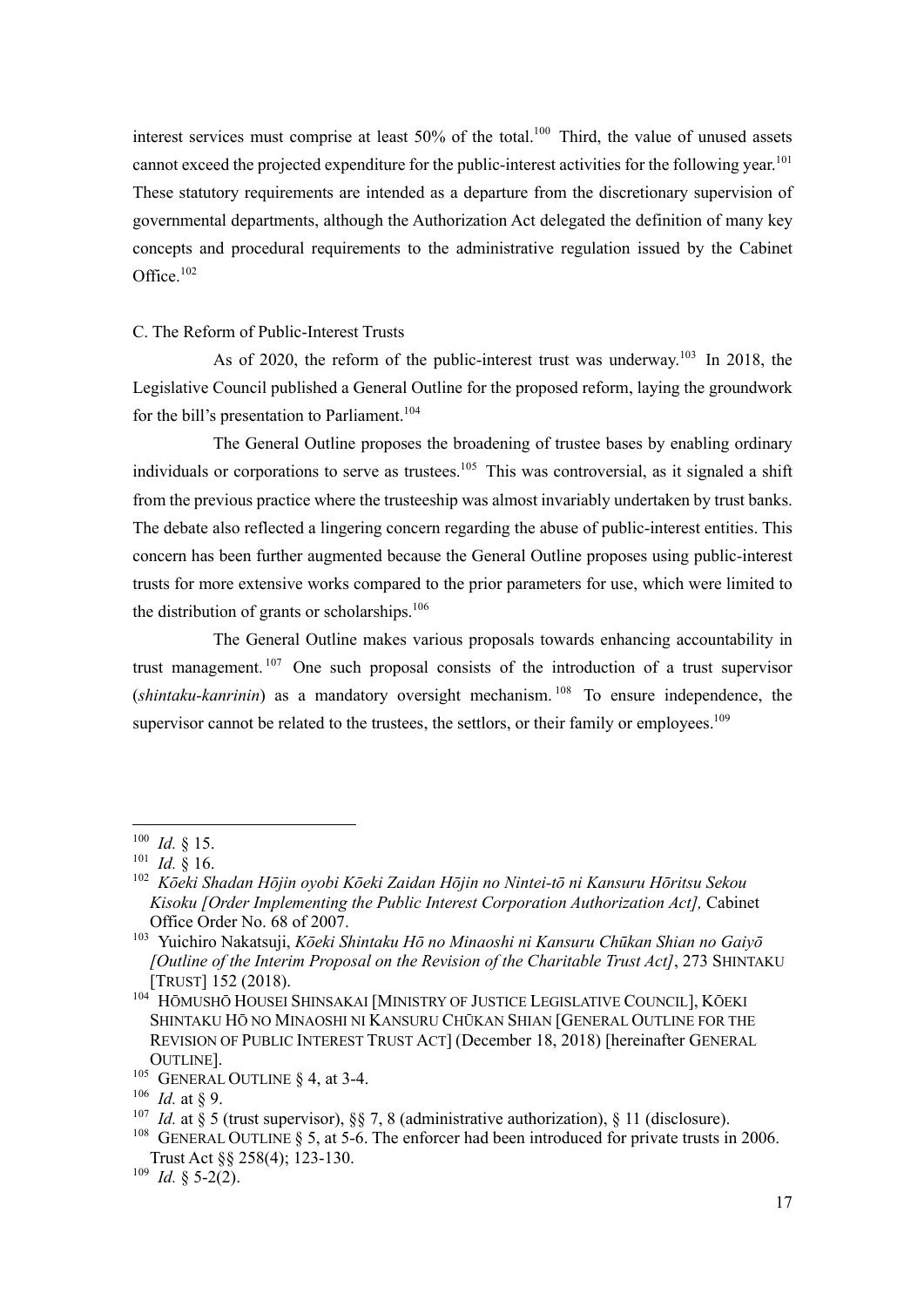interest services must comprise at least 50% of the total.[100] Third, the value of unused assets cannot exceed the projected expenditure for the public-interest activities for the following year.[101] These statutory requirements are intended as a departure from the discretionary supervision of governmental departments, although the Authorization Act delegated the definition of many key concepts and procedural requirements to the administrative regulation issued by the Cabinet Office.[102]

### C. The Reform of Public-Interest Trusts

As of 2020, the reform of the public-interest trust was underway.[103] In 2018, the Legislative Council published a General Outline for the proposed reform, laying the groundwork for the bill's presentation to Parliament.[104]

The General Outline proposes the broadening of trustee bases by enabling ordinary individuals or corporations to serve as trustees.[105] This was controversial, as it signaled a shift from the previous practice where the trusteeship was almost invariably undertaken by trust banks. The debate also reflected a lingering concern regarding the abuse of public-interest entities. This concern has been further augmented because the General Outline proposes using public-interest trusts for more extensive works compared to the prior parameters for use, which were limited to the distribution of grants or scholarships.[106]

The General Outline makes various proposals towards enhancing accountability in trust management.[107] One such proposal consists of the introduction of a trust supervisor (*shintaku-kanrinin*) as a mandatory oversight mechanism.[108] To ensure independence, the supervisor cannot be related to the trustees, the settlors, or their family or employees.[109]

---

[100] *Id.* § 15.

[101] *Id.* § 16.

[102] *Kōeki Shadan Hōjin oyobi Kōeki Zaidan Hōjin no Nintei-tō ni Kansuru Hōritsu Sekou Kisoku [Order Implementing the Public Interest Corporation Authorization Act],* Cabinet Office Order No. 68 of 2007.

[103] Yuichiro Nakatsuji, *Kōeki Shintaku Hō no Minaoshi ni Kansuru Chūkan Shian no Gaiyō [Outline of the Interim Proposal on the Revision of the Charitable Trust Act]*, 273 SHINTAKU [TRUST] 152 (2018).

[104] HŌMUSHŌ HOUSEI SHINSAKAI [MINISTRY OF JUSTICE LEGISLATIVE COUNCIL], KŌEKI SHINTAKU HŌ NO MINAOSHI NI KANSURU CHŪKAN SHIAN [GENERAL OUTLINE FOR THE REVISION OF PUBLIC INTEREST TRUST ACT] (December 18, 2018) [hereinafter GENERAL OUTLINE].

[105] GENERAL OUTLINE § 4, at 3-4.

[106] *Id.* at § 9.

[107] *Id.* at § 5 (trust supervisor), §§ 7, 8 (administrative authorization), § 11 (disclosure).

[108] GENERAL OUTLINE § 5, at 5-6. The enforcer had been introduced for private trusts in 2006. Trust Act §§ 258(4); 123-130.

[109] *Id.* § 5-2(2).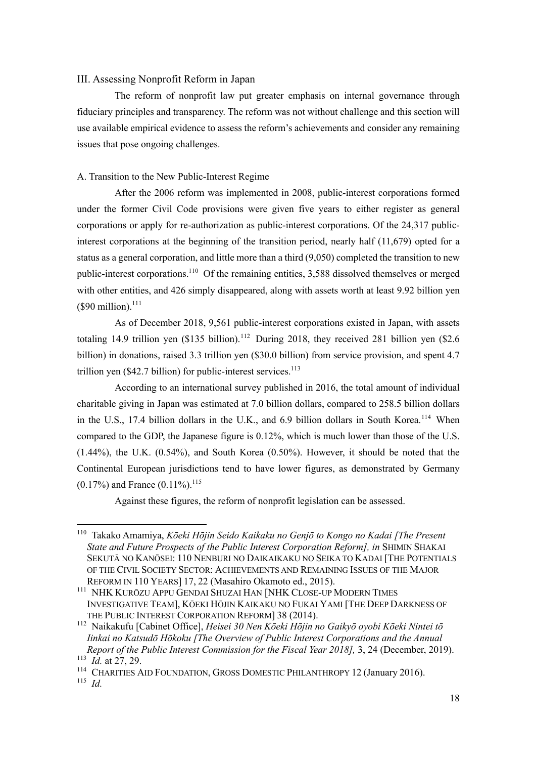## III. Assessing Nonprofit Reform in Japan

The reform of nonprofit law put greater emphasis on internal governance through fiduciary principles and transparency. The reform was not without challenge and this section will use available empirical evidence to assess the reform's achievements and consider any remaining issues that pose ongoing challenges.

### A. Transition to the New Public-Interest Regime

After the 2006 reform was implemented in 2008, public-interest corporations formed under the former Civil Code provisions were given five years to either register as general corporations or apply for re-authorization as public-interest corporations. Of the 24,317 public-interest corporations at the beginning of the transition period, nearly half (11,679) opted for a status as a general corporation, and little more than a third (9,050) completed the transition to new public-interest corporations.[110] Of the remaining entities, 3,588 dissolved themselves or merged with other entities, and 426 simply disappeared, along with assets worth at least 9.92 billion yen ($90 million).[111]

As of December 2018, 9,561 public-interest corporations existed in Japan, with assets totaling 14.9 trillion yen ($135 billion).[112] During 2018, they received 281 billion yen ($2.6 billion) in donations, raised 3.3 trillion yen ($30.0 billion) from service provision, and spent 4.7 trillion yen ($42.7 billion) for public-interest services.[113]

According to an international survey published in 2016, the total amount of individual charitable giving in Japan was estimated at 7.0 billion dollars, compared to 258.5 billion dollars in the U.S., 17.4 billion dollars in the U.K., and 6.9 billion dollars in South Korea.[114] When compared to the GDP, the Japanese figure is 0.12%, which is much lower than those of the U.S. (1.44%), the U.K. (0.54%), and South Korea (0.50%). However, it should be noted that the Continental European jurisdictions tend to have lower figures, as demonstrated by Germany (0.17%) and France (0.11%).[115]

Against these figures, the reform of nonprofit legislation can be assessed.

---

[110] Takako Amamiya, *Kōeki Hōjin Seido Kaikaku no Genjō to Kongo no Kadai [The Present State and Future Prospects of the Public Interest Corporation Reform], in* SHIMIN SHAKAI SEKUTĀ NO KANŌSEI: 110 NENBURI NO DAIKAIKAKU NO SEIKA TO KADAI [THE POTENTIALS OF THE CIVIL SOCIETY SECTOR: ACHIEVEMENTS AND REMAINING ISSUES OF THE MAJOR REFORM IN 110 YEARS] 17, 22 (Masahiro Okamoto ed., 2015).

[111] NHK KURŌZU APPU GENDAI SHUZAI HAN [NHK CLOSE-UP MODERN TIMES INVESTIGATIVE TEAM], KŌEKI HŌJIN KAIKAKU NO FUKAI YAMI [THE DEEP DARKNESS OF THE PUBLIC INTEREST CORPORATION REFORM] 38 (2014).

[112] Naikakufu [Cabinet Office], *Heisei 30 Nen Kōeki Hōjin no Gaikyō oyobi Kōeki Nintei tō Iinkai no Katsudō Hōkoku [The Overview of Public Interest Corporations and the Annual Report of the Public Interest Commission for the Fiscal Year 2018],* 3, 24 (December, 2019).

[113] *Id.* at 27, 29.

[114] CHARITIES AID FOUNDATION, GROSS DOMESTIC PHILANTHROPY 12 (January 2016).

[115] *Id.*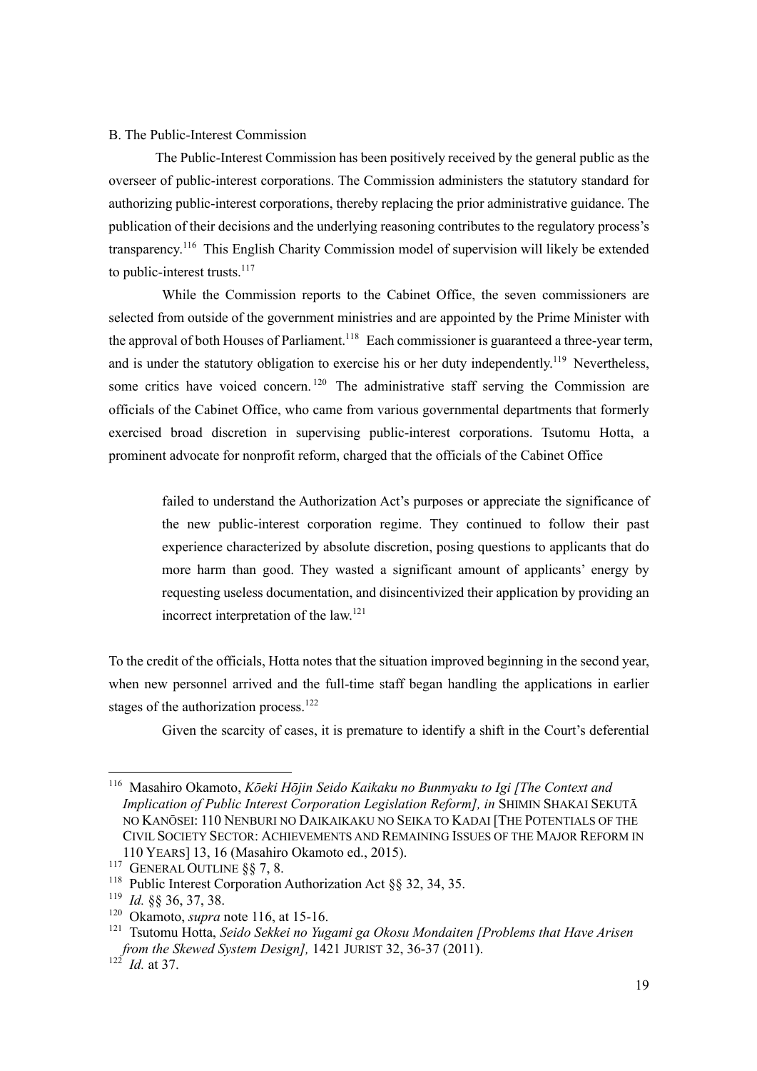### B. The Public-Interest Commission

The Public-Interest Commission has been positively received by the general public as the overseer of public-interest corporations. The Commission administers the statutory standard for authorizing public-interest corporations, thereby replacing the prior administrative guidance. The publication of their decisions and the underlying reasoning contributes to the regulatory process's transparency.[116] This English Charity Commission model of supervision will likely be extended to public-interest trusts.[117]

While the Commission reports to the Cabinet Office, the seven commissioners are selected from outside of the government ministries and are appointed by the Prime Minister with the approval of both Houses of Parliament.[118] Each commissioner is guaranteed a three-year term, and is under the statutory obligation to exercise his or her duty independently.[119] Nevertheless, some critics have voiced concern.[120] The administrative staff serving the Commission are officials of the Cabinet Office, who came from various governmental departments that formerly exercised broad discretion in supervising public-interest corporations. Tsutomu Hotta, a prominent advocate for nonprofit reform, charged that the officials of the Cabinet Office

> failed to understand the Authorization Act's purposes or appreciate the significance of the new public-interest corporation regime. They continued to follow their past experience characterized by absolute discretion, posing questions to applicants that do more harm than good. They wasted a significant amount of applicants' energy by requesting useless documentation, and disincentivized their application by providing an incorrect interpretation of the law.[121]

To the credit of the officials, Hotta notes that the situation improved beginning in the second year, when new personnel arrived and the full-time staff began handling the applications in earlier stages of the authorization process.[122]

Given the scarcity of cases, it is premature to identify a shift in the Court's deferential

---

[116] Masahiro Okamoto, *Kōeki Hōjin Seido Kaikaku no Bunmyaku to Igi [The Context and Implication of Public Interest Corporation Legislation Reform], in* SHIMIN SHAKAI SEKUTĀ NO KANŌSEI: 110 NENBURI NO DAIKAIKAKU NO SEIKA TO KADAI [THE POTENTIALS OF THE CIVIL SOCIETY SECTOR: ACHIEVEMENTS AND REMAINING ISSUES OF THE MAJOR REFORM IN 110 YEARS] 13, 16 (Masahiro Okamoto ed., 2015).

[117] GENERAL OUTLINE §§ 7, 8.

[118] Public Interest Corporation Authorization Act §§ 32, 34, 35.

[119] *Id.* §§ 36, 37, 38.

[120] Okamoto, *supra* note 116, at 15-16.

[121] Tsutomu Hotta, *Seido Sekkei no Yugami ga Okosu Mondaiten [Problems that Have Arisen from the Skewed System Design],* 1421 JURIST 32, 36-37 (2011).

[122] *Id.* at 37.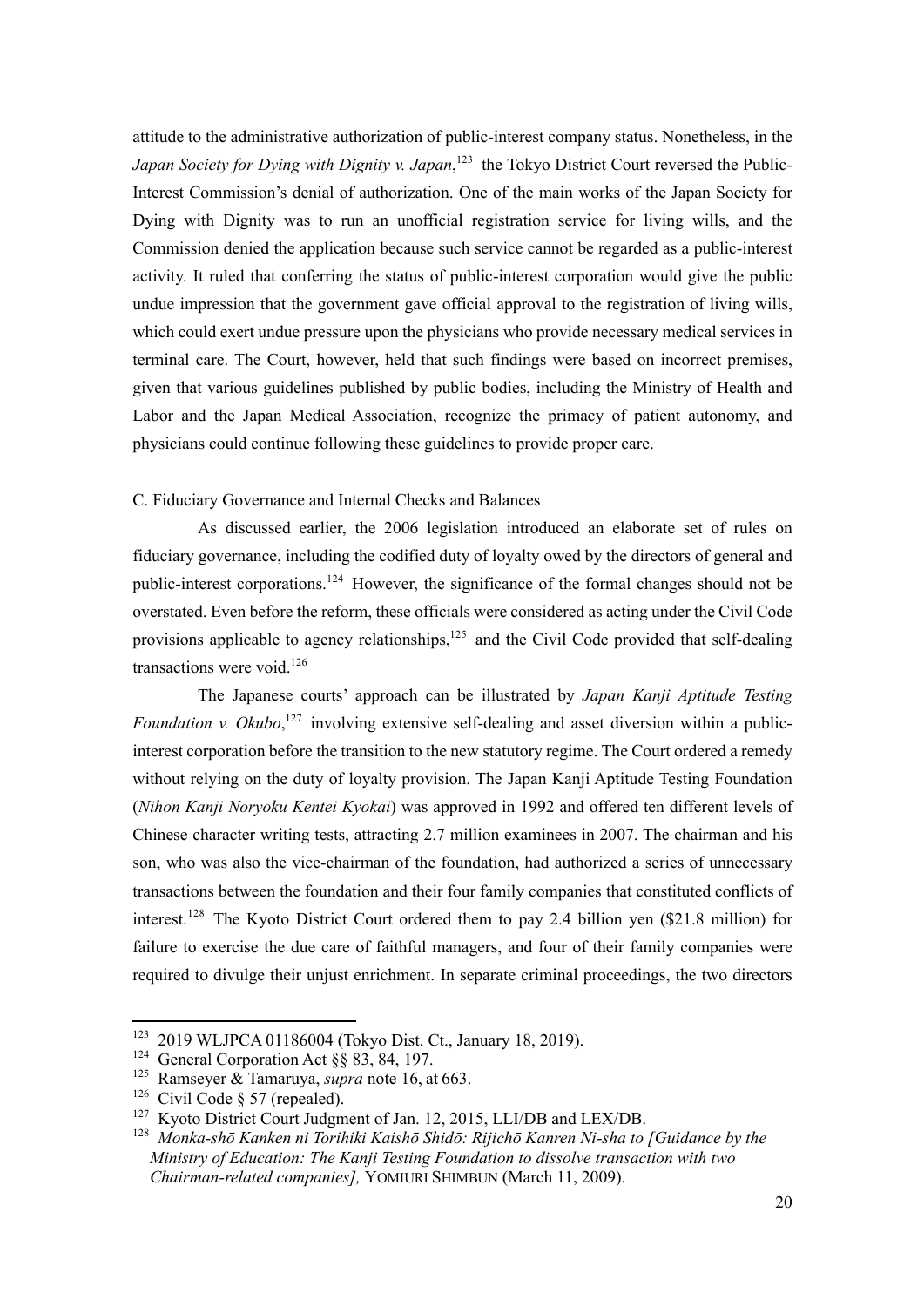attitude to the administrative authorization of public-interest company status. Nonetheless, in the *Japan Society for Dying with Dignity v. Japan*,[123] the Tokyo District Court reversed the Public-Interest Commission's denial of authorization. One of the main works of the Japan Society for Dying with Dignity was to run an unofficial registration service for living wills, and the Commission denied the application because such service cannot be regarded as a public-interest activity. It ruled that conferring the status of public-interest corporation would give the public undue impression that the government gave official approval to the registration of living wills, which could exert undue pressure upon the physicians who provide necessary medical services in terminal care. The Court, however, held that such findings were based on incorrect premises, given that various guidelines published by public bodies, including the Ministry of Health and Labor and the Japan Medical Association, recognize the primacy of patient autonomy, and physicians could continue following these guidelines to provide proper care.

C. Fiduciary Governance and Internal Checks and Balances

As discussed earlier, the 2006 legislation introduced an elaborate set of rules on fiduciary governance, including the codified duty of loyalty owed by the directors of general and public-interest corporations.[124] However, the significance of the formal changes should not be overstated. Even before the reform, these officials were considered as acting under the Civil Code provisions applicable to agency relationships,[125] and the Civil Code provided that self-dealing transactions were void.[126]

The Japanese courts' approach can be illustrated by *Japan Kanji Aptitude Testing Foundation v. Okubo*,[127] involving extensive self-dealing and asset diversion within a public-interest corporation before the transition to the new statutory regime. The Court ordered a remedy without relying on the duty of loyalty provision. The Japan Kanji Aptitude Testing Foundation (*Nihon Kanji Noryoku Kentei Kyokai*) was approved in 1992 and offered ten different levels of Chinese character writing tests, attracting 2.7 million examinees in 2007. The chairman and his son, who was also the vice-chairman of the foundation, had authorized a series of unnecessary transactions between the foundation and their four family companies that constituted conflicts of interest.[128] The Kyoto District Court ordered them to pay 2.4 billion yen ($21.8 million) for failure to exercise the due care of faithful managers, and four of their family companies were required to divulge their unjust enrichment. In separate criminal proceedings, the two directors

---

[123] 2019 WLJPCA 01186004 (Tokyo Dist. Ct., January 18, 2019).

[124] General Corporation Act §§ 83, 84, 197.

[125] Ramseyer & Tamaruya, *supra* note 16, at 663.

[126] Civil Code § 57 (repealed).

[127] Kyoto District Court Judgment of Jan. 12, 2015, LLI/DB and LEX/DB.

[128] *Monka-shō Kanken ni Torihiki Kaishō Shidō: Rijichō Kanren Ni-sha to [Guidance by the Ministry of Education: The Kanji Testing Foundation to dissolve transaction with two Chairman-related companies],* YOMIURI SHIMBUN (March 11, 2009).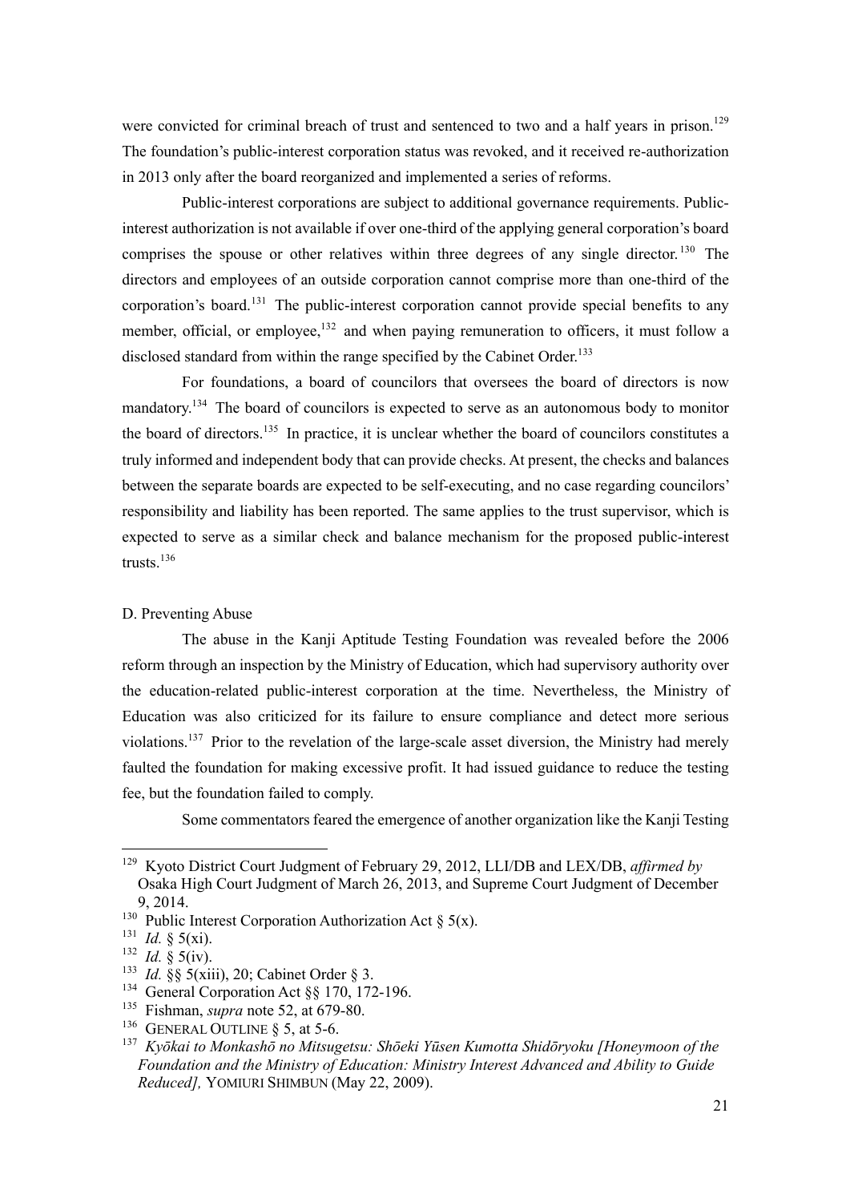were convicted for criminal breach of trust and sentenced to two and a half years in prison.[129] The foundation's public-interest corporation status was revoked, and it received re-authorization in 2013 only after the board reorganized and implemented a series of reforms.

Public-interest corporations are subject to additional governance requirements. Public-interest authorization is not available if over one-third of the applying general corporation's board comprises the spouse or other relatives within three degrees of any single director.[130] The directors and employees of an outside corporation cannot comprise more than one-third of the corporation's board.[131] The public-interest corporation cannot provide special benefits to any member, official, or employee,[132] and when paying remuneration to officers, it must follow a disclosed standard from within the range specified by the Cabinet Order.[133]

For foundations, a board of councilors that oversees the board of directors is now mandatory.[134] The board of councilors is expected to serve as an autonomous body to monitor the board of directors.[135] In practice, it is unclear whether the board of councilors constitutes a truly informed and independent body that can provide checks. At present, the checks and balances between the separate boards are expected to be self-executing, and no case regarding councilors' responsibility and liability has been reported. The same applies to the trust supervisor, which is expected to serve as a similar check and balance mechanism for the proposed public-interest trusts.[136]

D. Preventing Abuse

The abuse in the Kanji Aptitude Testing Foundation was revealed before the 2006 reform through an inspection by the Ministry of Education, which had supervisory authority over the education-related public-interest corporation at the time. Nevertheless, the Ministry of Education was also criticized for its failure to ensure compliance and detect more serious violations.[137] Prior to the revelation of the large-scale asset diversion, the Ministry had merely faulted the foundation for making excessive profit. It had issued guidance to reduce the testing fee, but the foundation failed to comply.

Some commentators feared the emergence of another organization like the Kanji Testing

---

[129] Kyoto District Court Judgment of February 29, 2012, LLI/DB and LEX/DB, *affirmed by* Osaka High Court Judgment of March 26, 2013, and Supreme Court Judgment of December 9, 2014.

[130] Public Interest Corporation Authorization Act § 5(x).

[131] *Id.* § 5(xi).

[132] *Id.* § 5(iv).

[133] *Id.* §§ 5(xiii), 20; Cabinet Order § 3.

[134] General Corporation Act §§ 170, 172-196.

[135] Fishman, *supra* note 52, at 679-80.

[136] GENERAL OUTLINE § 5, at 5-6.

[137] *Kyōkai to Monkashō no Mitsugetsu: Shōeki Yūsen Kumotta Shidōryoku [Honeymoon of the Foundation and the Ministry of Education: Ministry Interest Advanced and Ability to Guide Reduced],* YOMIURI SHIMBUN (May 22, 2009).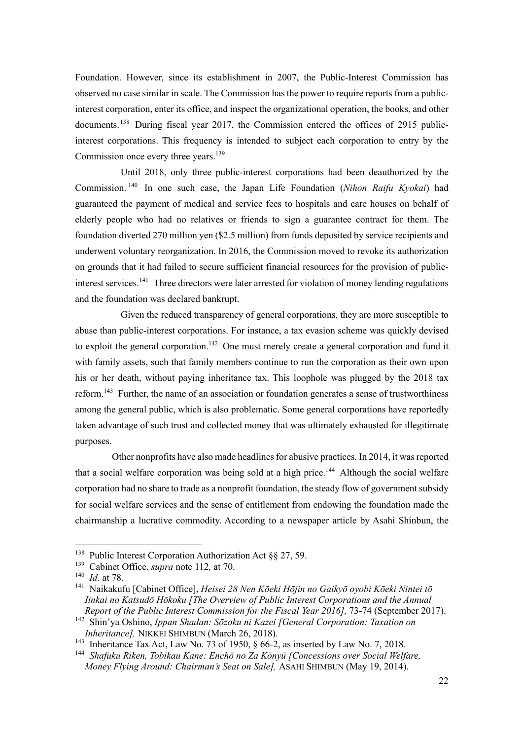Foundation. However, since its establishment in 2007, the Public-Interest Commission has observed no case similar in scale. The Commission has the power to require reports from a public-interest corporation, enter its office, and inspect the organizational operation, the books, and other documents.[138] During fiscal year 2017, the Commission entered the offices of 2915 public-interest corporations. This frequency is intended to subject each corporation to entry by the Commission once every three years.[139]

Until 2018, only three public-interest corporations had been deauthorized by the Commission.[140] In one such case, the Japan Life Foundation (*Nihon Raifu Kyokai*) had guaranteed the payment of medical and service fees to hospitals and care houses on behalf of elderly people who had no relatives or friends to sign a guarantee contract for them. The foundation diverted 270 million yen ($2.5 million) from funds deposited by service recipients and underwent voluntary reorganization. In 2016, the Commission moved to revoke its authorization on grounds that it had failed to secure sufficient financial resources for the provision of public-interest services.[141] Three directors were later arrested for violation of money lending regulations and the foundation was declared bankrupt.

Given the reduced transparency of general corporations, they are more susceptible to abuse than public-interest corporations. For instance, a tax evasion scheme was quickly devised to exploit the general corporation.[142] One must merely create a general corporation and fund it with family assets, such that family members continue to run the corporation as their own upon his or her death, without paying inheritance tax. This loophole was plugged by the 2018 tax reform.[143] Further, the name of an association or foundation generates a sense of trustworthiness among the general public, which is also problematic. Some general corporations have reportedly taken advantage of such trust and collected money that was ultimately exhausted for illegitimate purposes.

Other nonprofits have also made headlines for abusive practices. In 2014, it was reported that a social welfare corporation was being sold at a high price.[144] Although the social welfare corporation had no share to trade as a nonprofit foundation, the steady flow of government subsidy for social welfare services and the sense of entitlement from endowing the foundation made the chairmanship a lucrative commodity. According to a newspaper article by Asahi Shinbun, the

---

[138] Public Interest Corporation Authorization Act §§ 27, 59.

[139] Cabinet Office, *supra* note 112*,* at 70.

[140] *Id.* at 78.

[141] Naikakufu [Cabinet Office], *Heisei 28 Nen Kōeki Hōjin no Gaikyō oyobi Kōeki Nintei tō Iinkai no Katsudō Hōkoku [The Overview of Public Interest Corporations and the Annual Report of the Public Interest Commission for the Fiscal Year 2016],* 73-74 (September 2017).

[142] Shin'ya Oshino, *Ippan Shadan: Sōzoku ni Kazei [General Corporation: Taxation on Inheritance],* NIKKEI SHIMBUN (March 26, 2018).

[143] Inheritance Tax Act, Law No. 73 of 1950, § 66-2, as inserted by Law No. 7, 2018.

[144] *Shafuku Riken, Tobikau Kane: Enchō no Za Kōnyū [Concessions over Social Welfare, Money Flying Around: Chairman's Seat on Sale],* ASAHI SHIMBUN (May 19, 2014).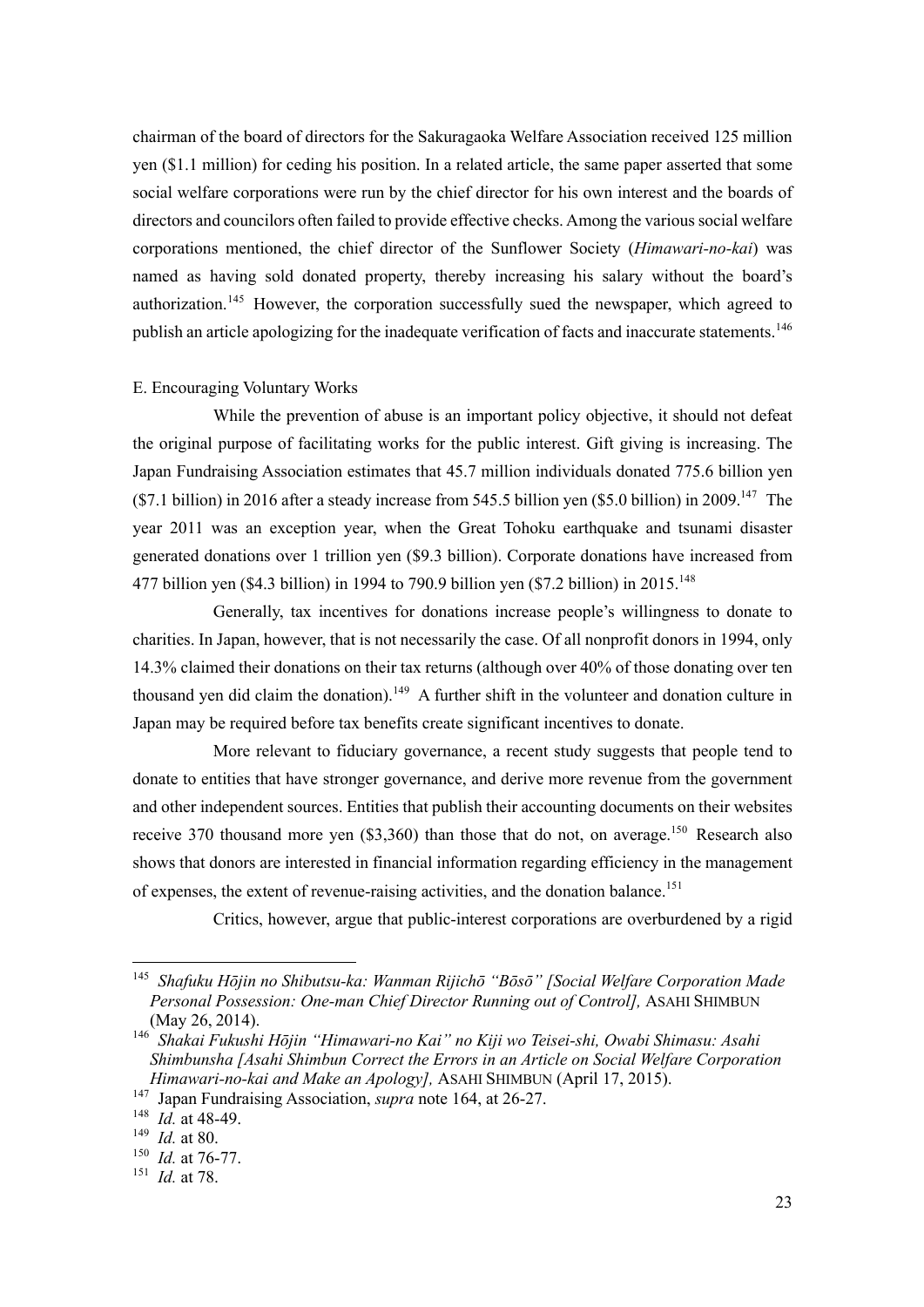chairman of the board of directors for the Sakuragaoka Welfare Association received 125 million yen ($1.1 million) for ceding his position. In a related article, the same paper asserted that some social welfare corporations were run by the chief director for his own interest and the boards of directors and councilors often failed to provide effective checks. Among the various social welfare corporations mentioned, the chief director of the Sunflower Society (*Himawari-no-kai*) was named as having sold donated property, thereby increasing his salary without the board's authorization.[145] However, the corporation successfully sued the newspaper, which agreed to publish an article apologizing for the inadequate verification of facts and inaccurate statements.[146]

E. Encouraging Voluntary Works

While the prevention of abuse is an important policy objective, it should not defeat the original purpose of facilitating works for the public interest. Gift giving is increasing. The Japan Fundraising Association estimates that 45.7 million individuals donated 775.6 billion yen ($7.1 billion) in 2016 after a steady increase from 545.5 billion yen ($5.0 billion) in 2009.[147] The year 2011 was an exception year, when the Great Tohoku earthquake and tsunami disaster generated donations over 1 trillion yen ($9.3 billion). Corporate donations have increased from 477 billion yen ($4.3 billion) in 1994 to 790.9 billion yen ($7.2 billion) in 2015.[148]

Generally, tax incentives for donations increase people's willingness to donate to charities. In Japan, however, that is not necessarily the case. Of all nonprofit donors in 1994, only 14.3% claimed their donations on their tax returns (although over 40% of those donating over ten thousand yen did claim the donation).[149] A further shift in the volunteer and donation culture in Japan may be required before tax benefits create significant incentives to donate.

More relevant to fiduciary governance, a recent study suggests that people tend to donate to entities that have stronger governance, and derive more revenue from the government and other independent sources. Entities that publish their accounting documents on their websites receive 370 thousand more yen ($3,360) than those that do not, on average.[150] Research also shows that donors are interested in financial information regarding efficiency in the management of expenses, the extent of revenue-raising activities, and the donation balance.[151]

Critics, however, argue that public-interest corporations are overburdened by a rigid

---

[145] *Shafuku Hōjin no Shibutsu-ka: Wanman Rijichō "Bōsō" [Social Welfare Corporation Made Personal Possession: One-man Chief Director Running out of Control],* ASAHI SHIMBUN (May 26, 2014).

[146] *Shakai Fukushi Hōjin "Himawari-no Kai" no Kiji wo Teisei-shi, Owabi Shimasu: Asahi Shimbunsha [Asahi Shimbun Correct the Errors in an Article on Social Welfare Corporation Himawari-no-kai and Make an Apology],* ASAHI SHIMBUN (April 17, 2015).

[147] Japan Fundraising Association, *supra* note 164, at 26-27.

[148] *Id.* at 48-49.

[149] *Id.* at 80.

[150] *Id.* at 76-77.

[151] *Id.* at 78.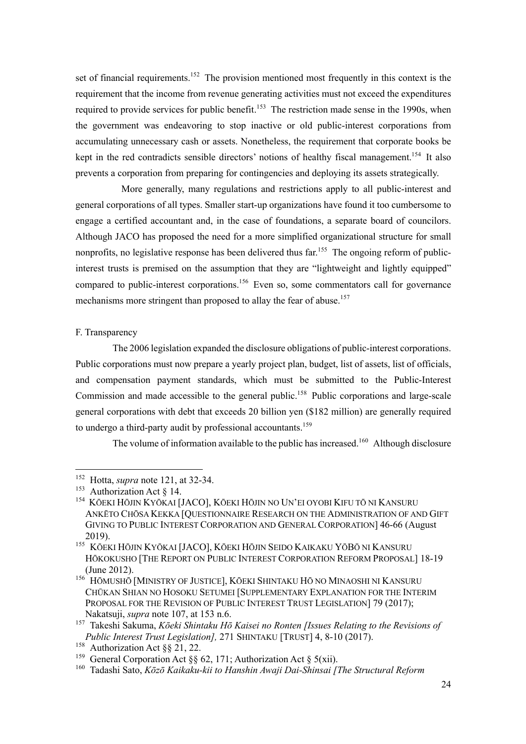set of financial requirements.[152] The provision mentioned most frequently in this context is the requirement that the income from revenue generating activities must not exceed the expenditures required to provide services for public benefit.[153] The restriction made sense in the 1990s, when the government was endeavoring to stop inactive or old public-interest corporations from accumulating unnecessary cash or assets. Nonetheless, the requirement that corporate books be kept in the red contradicts sensible directors' notions of healthy fiscal management.[154] It also prevents a corporation from preparing for contingencies and deploying its assets strategically.

More generally, many regulations and restrictions apply to all public-interest and general corporations of all types. Smaller start-up organizations have found it too cumbersome to engage a certified accountant and, in the case of foundations, a separate board of councilors. Although JACO has proposed the need for a more simplified organizational structure for small nonprofits, no legislative response has been delivered thus far.[155] The ongoing reform of public-interest trusts is premised on the assumption that they are "lightweight and lightly equipped" compared to public-interest corporations.[156] Even so, some commentators call for governance mechanisms more stringent than proposed to allay the fear of abuse.[157]

### F. Transparency

The 2006 legislation expanded the disclosure obligations of public-interest corporations. Public corporations must now prepare a yearly project plan, budget, list of assets, list of officials, and compensation payment standards, which must be submitted to the Public-Interest Commission and made accessible to the general public.[158] Public corporations and large-scale general corporations with debt that exceeds 20 billion yen ($182 million) are generally required to undergo a third-party audit by professional accountants.[159]

The volume of information available to the public has increased.[160] Although disclosure

---

[152] Hotta, *supra* note 121, at 32-34.

[153] Authorization Act § 14.

[154] KŌEKI HŌJIN KYŌKAI [JACO], KŌEKI HŌJIN NO UN'EI OYOBI KIFU TŌ NI KANSURU ANKĒTO CHŌSA KEKKA [QUESTIONNAIRE RESEARCH ON THE ADMINISTRATION OF AND GIFT GIVING TO PUBLIC INTEREST CORPORATION AND GENERAL CORPORATION] 46-66 (August 2019).

[155] KŌEKI HŌJIN KYŌKAI [JACO], KŌEKI HŌJIN SEIDO KAIKAKU YŌBŌ NI KANSURU HŌKOKUSHO [THE REPORT ON PUBLIC INTEREST CORPORATION REFORM PROPOSAL] 18-19 (June 2012).

[156] HŌMUSHŌ [MINISTRY OF JUSTICE], KŌEKI SHINTAKU HŌ NO MINAOSHI NI KANSURU CHŪKAN SHIAN NO HOSOKU SETUMEI [SUPPLEMENTARY EXPLANATION FOR THE INTERIM PROPOSAL FOR THE REVISION OF PUBLIC INTEREST TRUST LEGISLATION] 79 (2017); Nakatsuji, *supra* note 107, at 153 n.6.

[157] Takeshi Sakuma, *Kōeki Shintaku Hō Kaisei no Ronten [Issues Relating to the Revisions of Public Interest Trust Legislation],* 271 SHINTAKU [TRUST] 4, 8-10 (2017).

[158] Authorization Act §§ 21, 22.

[159] General Corporation Act §§ 62, 171; Authorization Act § 5(xii).

[160] Tadashi Sato, *Kōzō Kaikaku-kii to Hanshin Awaji Dai-Shinsai [The Structural Reform*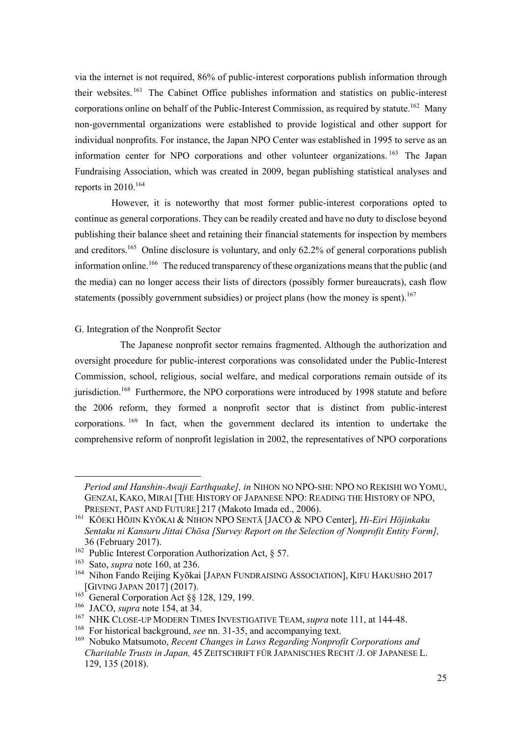via the internet is not required, 86% of public-interest corporations publish information through their websites.[161] The Cabinet Office publishes information and statistics on public-interest corporations online on behalf of the Public-Interest Commission, as required by statute.[162] Many non-governmental organizations were established to provide logistical and other support for individual nonprofits. For instance, the Japan NPO Center was established in 1995 to serve as an information center for NPO corporations and other volunteer organizations.[163] The Japan Fundraising Association, which was created in 2009, began publishing statistical analyses and reports in 2010.[164]

However, it is noteworthy that most former public-interest corporations opted to continue as general corporations. They can be readily created and have no duty to disclose beyond publishing their balance sheet and retaining their financial statements for inspection by members and creditors.[165] Online disclosure is voluntary, and only 62.2% of general corporations publish information online.[166] The reduced transparency of these organizations means that the public (and the media) can no longer access their lists of directors (possibly former bureaucrats), cash flow statements (possibly government subsidies) or project plans (how the money is spent).[167]

## G. Integration of the Nonprofit Sector

The Japanese nonprofit sector remains fragmented. Although the authorization and oversight procedure for public-interest corporations was consolidated under the Public-Interest Commission, school, religious, social welfare, and medical corporations remain outside of its jurisdiction.[168] Furthermore, the NPO corporations were introduced by 1998 statute and before the 2006 reform, they formed a nonprofit sector that is distinct from public-interest corporations.[169] In fact, when the government declared its intention to undertake the comprehensive reform of nonprofit legislation in 2002, the representatives of NPO corporations

---

*Period and Hanshin-Awaji Earthquake], in* NIHON NO NPO-SHI: NPO NO REKISHI WO YOMU, GENZAI, KAKO, MIRAI [THE HISTORY OF JAPANESE NPO: READING THE HISTORY OF NPO, PRESENT, PAST AND FUTURE] 217 (Makoto Imada ed., 2006).

[161] KŌEKI HŌJIN KYŌKAI & NIHON NPO SENTĀ [JACO & NPO Center], *Hi-Eiri Hōjinkaku Sentaku ni Kansuru Jittai Chōsa [Survey Report on the Selection of Nonprofit Entity Form],* 36 (February 2017).

[162] Public Interest Corporation Authorization Act, § 57.

[163] Sato, *supra* note 160, at 236.

[164] Nihon Fando Reijing Kyōkai [JAPAN FUNDRAISING ASSOCIATION], KIFU HAKUSHO 2017 [GIVING JAPAN 2017] (2017).

[165] General Corporation Act §§ 128, 129, 199.

[166] JACO, *supra* note 154, at 34.

[167] NHK CLOSE-UP MODERN TIMES INVESTIGATIVE TEAM, *supra* note 111, at 144-48.

[168] For historical background, *see* nn. 31-35, and accompanying text.

[169] Nobuko Matsumoto, *Recent Changes in Laws Regarding Nonprofit Corporations and Charitable Trusts in Japan,* 45 ZEITSCHRIFT FÜR JAPANISCHES RECHT /J. OF JAPANESE L. 129, 135 (2018).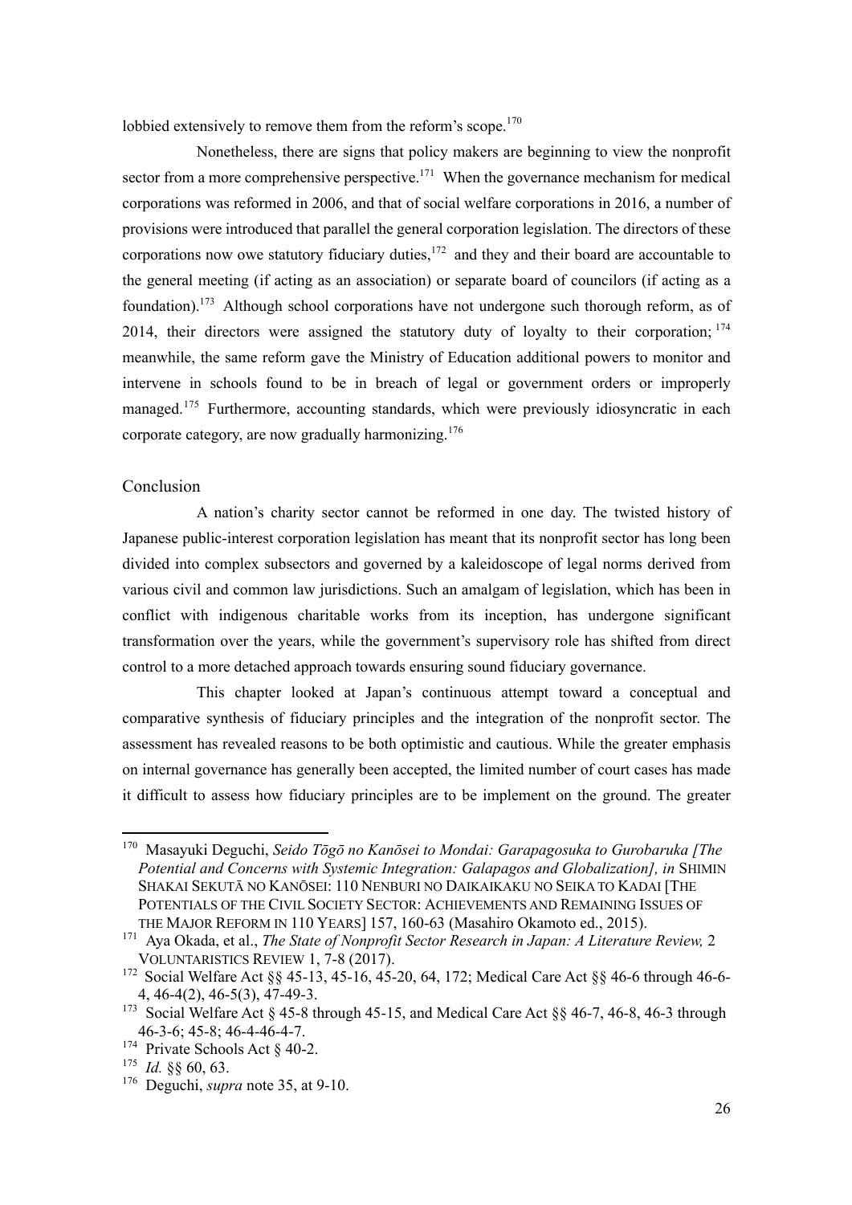lobbied extensively to remove them from the reform's scope.[170]

Nonetheless, there are signs that policy makers are beginning to view the nonprofit sector from a more comprehensive perspective.[171] When the governance mechanism for medical corporations was reformed in 2006, and that of social welfare corporations in 2016, a number of provisions were introduced that parallel the general corporation legislation. The directors of these corporations now owe statutory fiduciary duties,[172] and they and their board are accountable to the general meeting (if acting as an association) or separate board of councilors (if acting as a foundation).[173] Although school corporations have not undergone such thorough reform, as of 2014, their directors were assigned the statutory duty of loyalty to their corporation;[174] meanwhile, the same reform gave the Ministry of Education additional powers to monitor and intervene in schools found to be in breach of legal or government orders or improperly managed.[175] Furthermore, accounting standards, which were previously idiosyncratic in each corporate category, are now gradually harmonizing.[176]

## Conclusion

A nation's charity sector cannot be reformed in one day. The twisted history of Japanese public-interest corporation legislation has meant that its nonprofit sector has long been divided into complex subsectors and governed by a kaleidoscope of legal norms derived from various civil and common law jurisdictions. Such an amalgam of legislation, which has been in conflict with indigenous charitable works from its inception, has undergone significant transformation over the years, while the government's supervisory role has shifted from direct control to a more detached approach towards ensuring sound fiduciary governance.

This chapter looked at Japan's continuous attempt toward a conceptual and comparative synthesis of fiduciary principles and the integration of the nonprofit sector. The assessment has revealed reasons to be both optimistic and cautious. While the greater emphasis on internal governance has generally been accepted, the limited number of court cases has made it difficult to assess how fiduciary principles are to be implement on the ground. The greater

---

[170] Masayuki Deguchi, *Seido Tōgō no Kanōsei to Mondai: Garapagosuka to Gurobaruka [The Potential and Concerns with Systemic Integration: Galapagos and Globalization], in* SHIMIN SHAKAI SEKUTĀ NO KANŌSEI: 110 NENBURI NO DAIKAIKAKU NO SEIKA TO KADAI [THE POTENTIALS OF THE CIVIL SOCIETY SECTOR: ACHIEVEMENTS AND REMAINING ISSUES OF THE MAJOR REFORM IN 110 YEARS] 157, 160-63 (Masahiro Okamoto ed., 2015).

[171] Aya Okada, et al., *The State of Nonprofit Sector Research in Japan: A Literature Review,* 2 VOLUNTARISTICS REVIEW 1, 7-8 (2017).

[172] Social Welfare Act §§ 45-13, 45-16, 45-20, 64, 172; Medical Care Act §§ 46-6 through 46-6-4, 46-4(2), 46-5(3), 47-49-3.

[173] Social Welfare Act § 45-8 through 45-15, and Medical Care Act §§ 46-7, 46-8, 46-3 through 46-3-6; 45-8; 46-4-46-4-7.

[174] Private Schools Act § 40-2.

[175] *Id.* §§ 60, 63.

[176] Deguchi, *supra* note 35, at 9-10.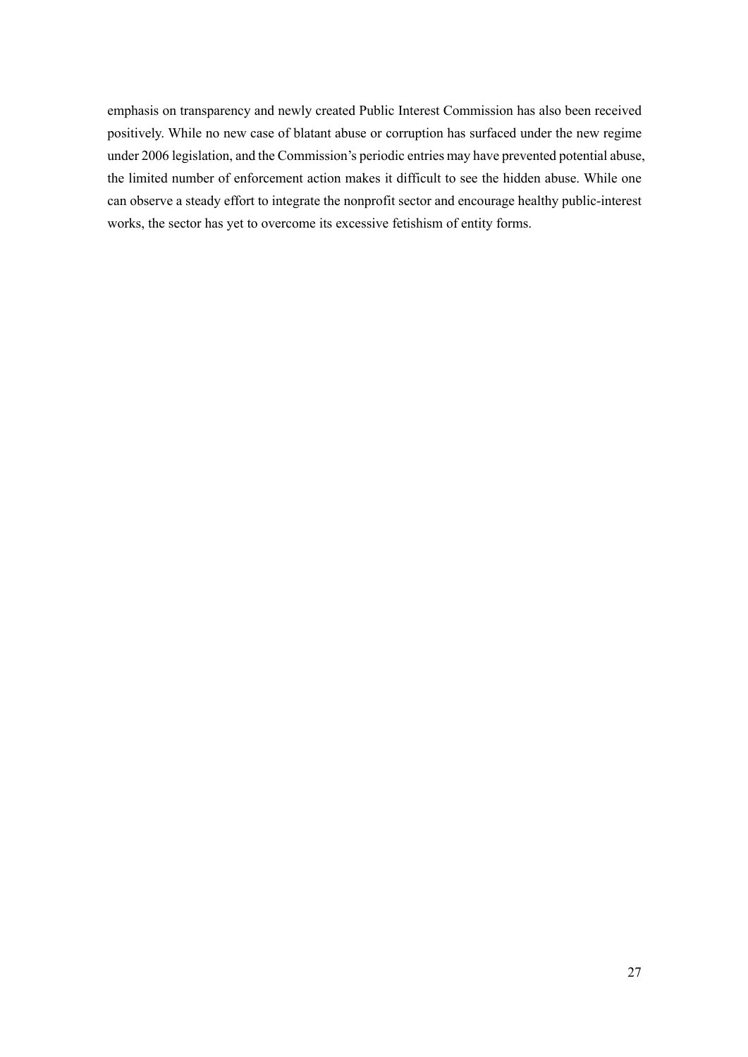emphasis on transparency and newly created Public Interest Commission has also been received positively. While no new case of blatant abuse or corruption has surfaced under the new regime under 2006 legislation, and the Commission's periodic entries may have prevented potential abuse, the limited number of enforcement action makes it difficult to see the hidden abuse. While one can observe a steady effort to integrate the nonprofit sector and encourage healthy public-interest works, the sector has yet to overcome its excessive fetishism of entity forms.